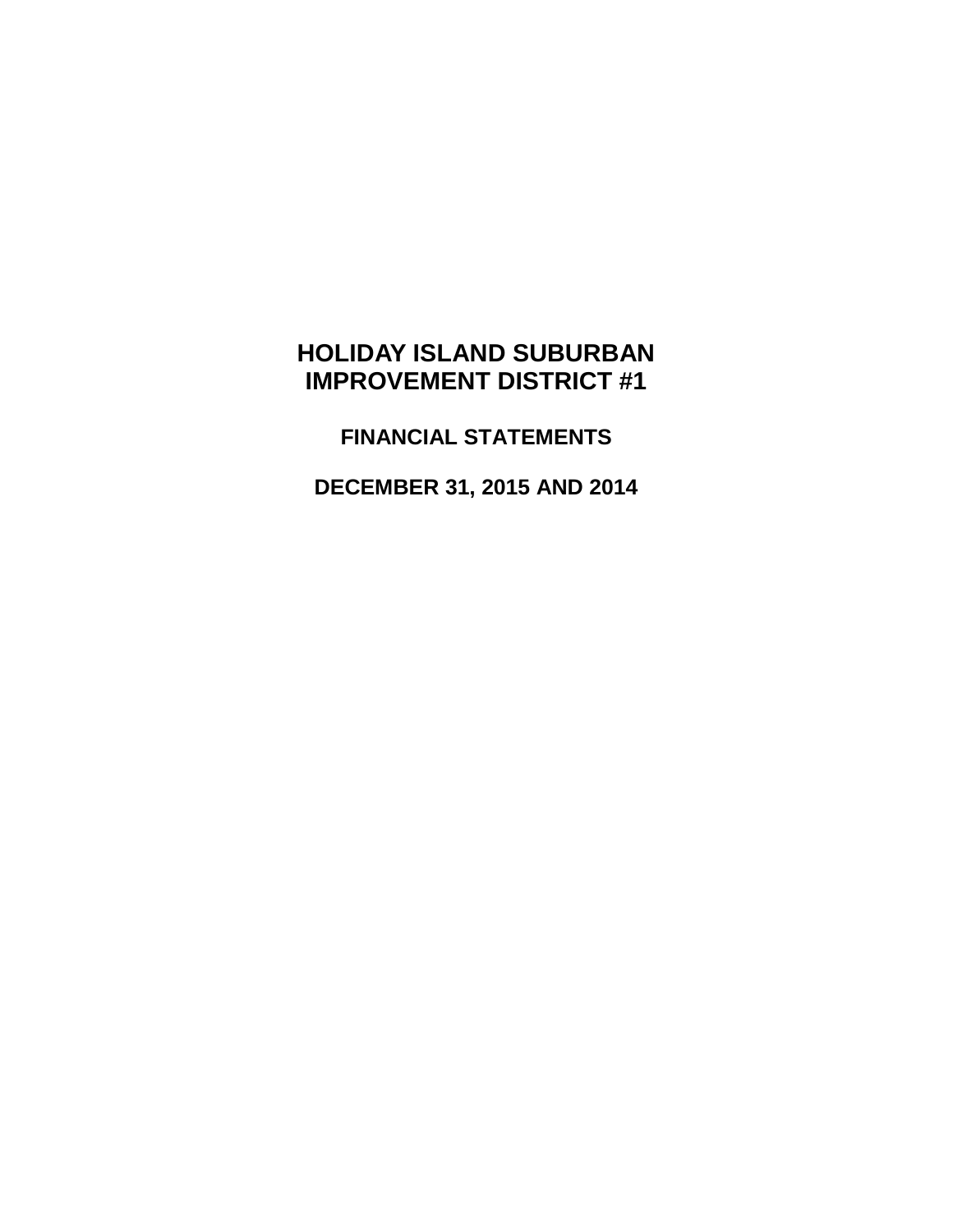# HOLIDAY ISLAND SUBURBAN IMPROVEMENT DISTRICT #1

## FINANCIAL STATEMENTS

## DECEMBER 31, 2015 AND 2014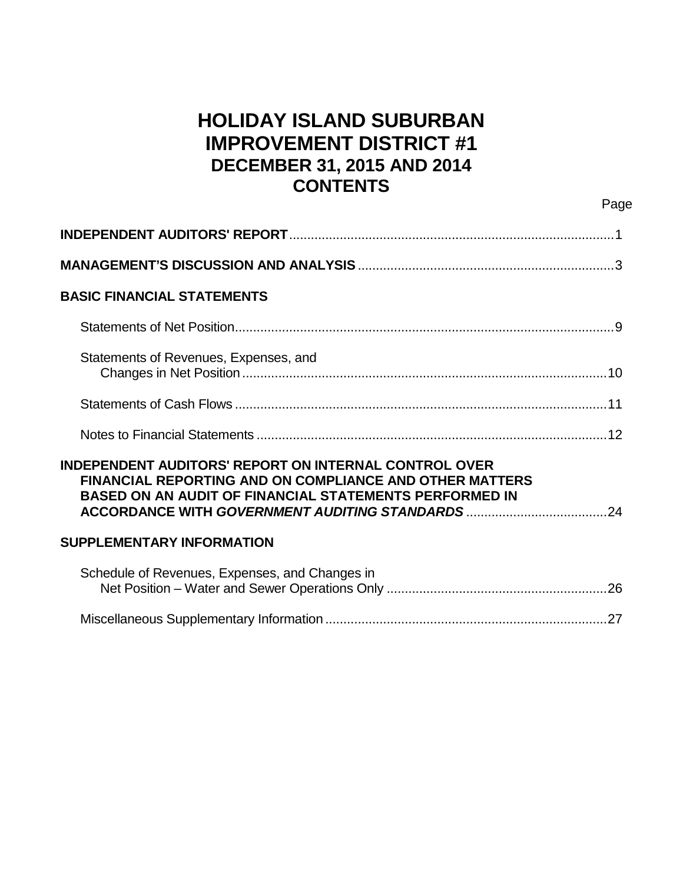# HOLIDAY ISLAND SUBURBAN IMPROVEMENT DISTRICT #1
## DECEMBER 31, 2015 AND 2014
## CONTENTS

| | Page |
|---|---|
| **INDEPENDENT AUDITORS' REPORT** | 1 |
| **MANAGEMENT'S DISCUSSION AND ANALYSIS** | 3 |
| **BASIC FINANCIAL STATEMENTS** | |
| Statements of Net Position | 9 |
| Statements of Revenues, Expenses, and Changes in Net Position | 10 |
| Statements of Cash Flows | 11 |
| Notes to Financial Statements | 12 |
| **INDEPENDENT AUDITORS' REPORT ON INTERNAL CONTROL OVER FINANCIAL REPORTING AND ON COMPLIANCE AND OTHER MATTERS BASED ON AN AUDIT OF FINANCIAL STATEMENTS PERFORMED IN ACCORDANCE WITH *GOVERNMENT AUDITING STANDARDS*** | 24 |
| **SUPPLEMENTARY INFORMATION** | |
| Schedule of Revenues, Expenses, and Changes in Net Position – Water and Sewer Operations Only | 26 |
| Miscellaneous Supplementary Information | 27 |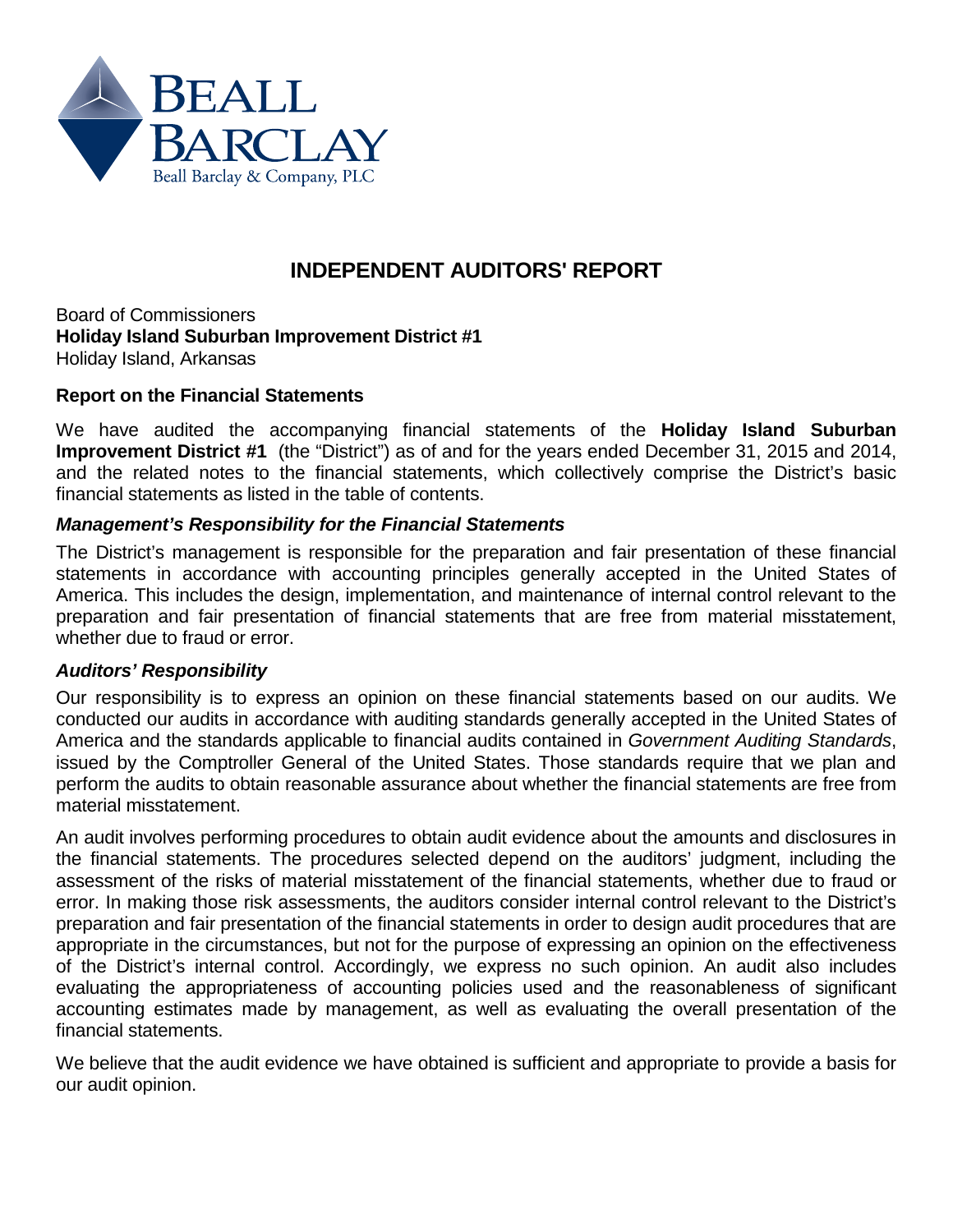BEALL BARCLAY
Beall Barclay & Company, PLC

# INDEPENDENT AUDITORS' REPORT

Board of Commissioners
**Holiday Island Suburban Improvement District #1**
Holiday Island, Arkansas

## Report on the Financial Statements

We have audited the accompanying financial statements of the **Holiday Island Suburban Improvement District #1** (the "District") as of and for the years ended December 31, 2015 and 2014, and the related notes to the financial statements, which collectively comprise the District's basic financial statements as listed in the table of contents.

### *Management's Responsibility for the Financial Statements*

The District's management is responsible for the preparation and fair presentation of these financial statements in accordance with accounting principles generally accepted in the United States of America. This includes the design, implementation, and maintenance of internal control relevant to the preparation and fair presentation of financial statements that are free from material misstatement, whether due to fraud or error.

### *Auditors' Responsibility*

Our responsibility is to express an opinion on these financial statements based on our audits. We conducted our audits in accordance with auditing standards generally accepted in the United States of America and the standards applicable to financial audits contained in *Government Auditing Standards*, issued by the Comptroller General of the United States. Those standards require that we plan and perform the audits to obtain reasonable assurance about whether the financial statements are free from material misstatement.

An audit involves performing procedures to obtain audit evidence about the amounts and disclosures in the financial statements. The procedures selected depend on the auditors' judgment, including the assessment of the risks of material misstatement of the financial statements, whether due to fraud or error. In making those risk assessments, the auditors consider internal control relevant to the District's preparation and fair presentation of the financial statements in order to design audit procedures that are appropriate in the circumstances, but not for the purpose of expressing an opinion on the effectiveness of the District's internal control. Accordingly, we express no such opinion. An audit also includes evaluating the appropriateness of accounting policies used and the reasonableness of significant accounting estimates made by management, as well as evaluating the overall presentation of the financial statements.

We believe that the audit evidence we have obtained is sufficient and appropriate to provide a basis for our audit opinion.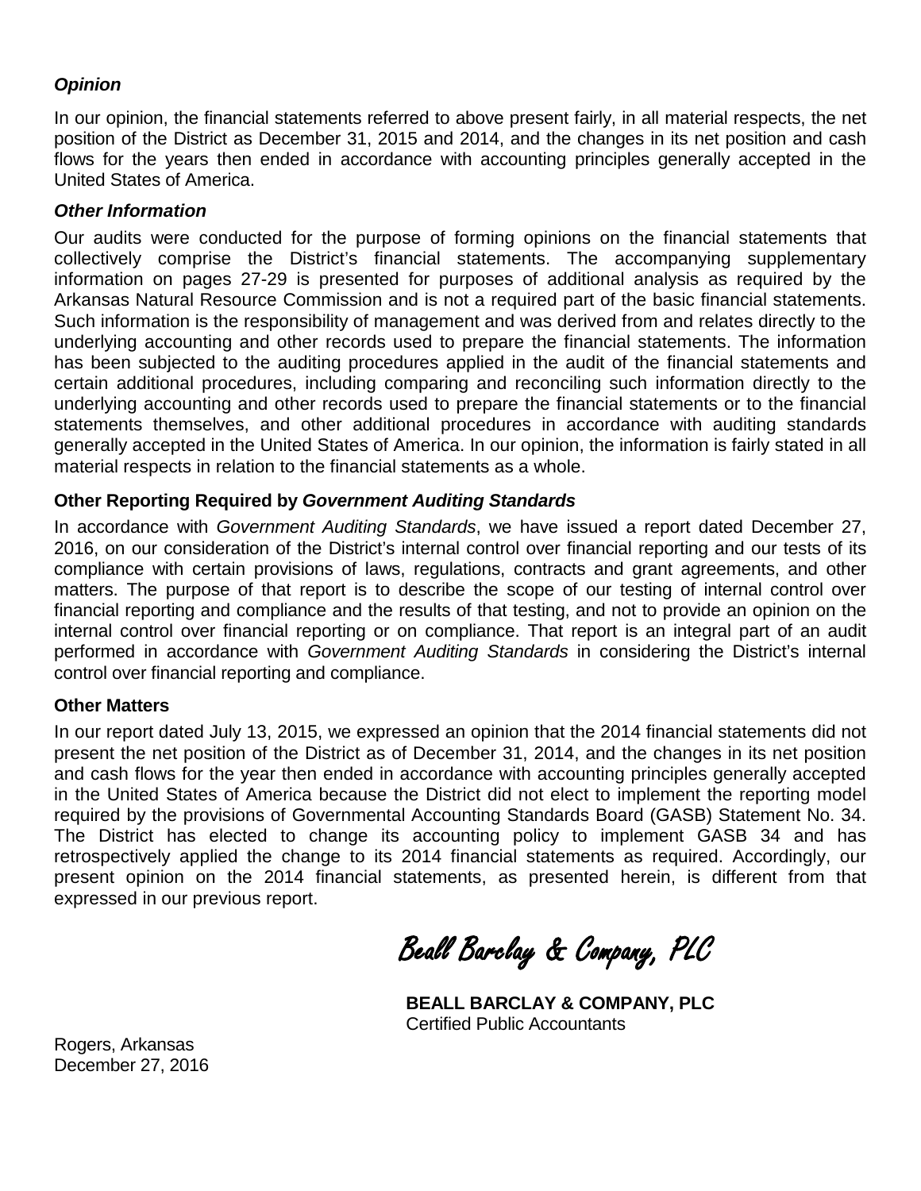***Opinion***

In our opinion, the financial statements referred to above present fairly, in all material respects, the net position of the District as December 31, 2015 and 2014, and the changes in its net position and cash flows for the years then ended in accordance with accounting principles generally accepted in the United States of America.

***Other Information***

Our audits were conducted for the purpose of forming opinions on the financial statements that collectively comprise the District's financial statements. The accompanying supplementary information on pages 27-29 is presented for purposes of additional analysis as required by the Arkansas Natural Resource Commission and is not a required part of the basic financial statements. Such information is the responsibility of management and was derived from and relates directly to the underlying accounting and other records used to prepare the financial statements. The information has been subjected to the auditing procedures applied in the audit of the financial statements and certain additional procedures, including comparing and reconciling such information directly to the underlying accounting and other records used to prepare the financial statements or to the financial statements themselves, and other additional procedures in accordance with auditing standards generally accepted in the United States of America. In our opinion, the information is fairly stated in all material respects in relation to the financial statements as a whole.

**Other Reporting Required by *Government Auditing Standards***

In accordance with *Government Auditing Standards*, we have issued a report dated December 27, 2016, on our consideration of the District's internal control over financial reporting and our tests of its compliance with certain provisions of laws, regulations, contracts and grant agreements, and other matters. The purpose of that report is to describe the scope of our testing of internal control over financial reporting and compliance and the results of that testing, and not to provide an opinion on the internal control over financial reporting or on compliance. That report is an integral part of an audit performed in accordance with *Government Auditing Standards* in considering the District's internal control over financial reporting and compliance.

**Other Matters**

In our report dated July 13, 2015, we expressed an opinion that the 2014 financial statements did not present the net position of the District as of December 31, 2014, and the changes in its net position and cash flows for the year then ended in accordance with accounting principles generally accepted in the United States of America because the District did not elect to implement the reporting model required by the provisions of Governmental Accounting Standards Board (GASB) Statement No. 34. The District has elected to change its accounting policy to implement GASB 34 and has retrospectively applied the change to its 2014 financial statements as required. Accordingly, our present opinion on the 2014 financial statements, as presented herein, is different from that expressed in our previous report.

*Beall Barclay & Company, PLC*

**BEALL BARCLAY & COMPANY, PLC**
Certified Public Accountants

Rogers, Arkansas
December 27, 2016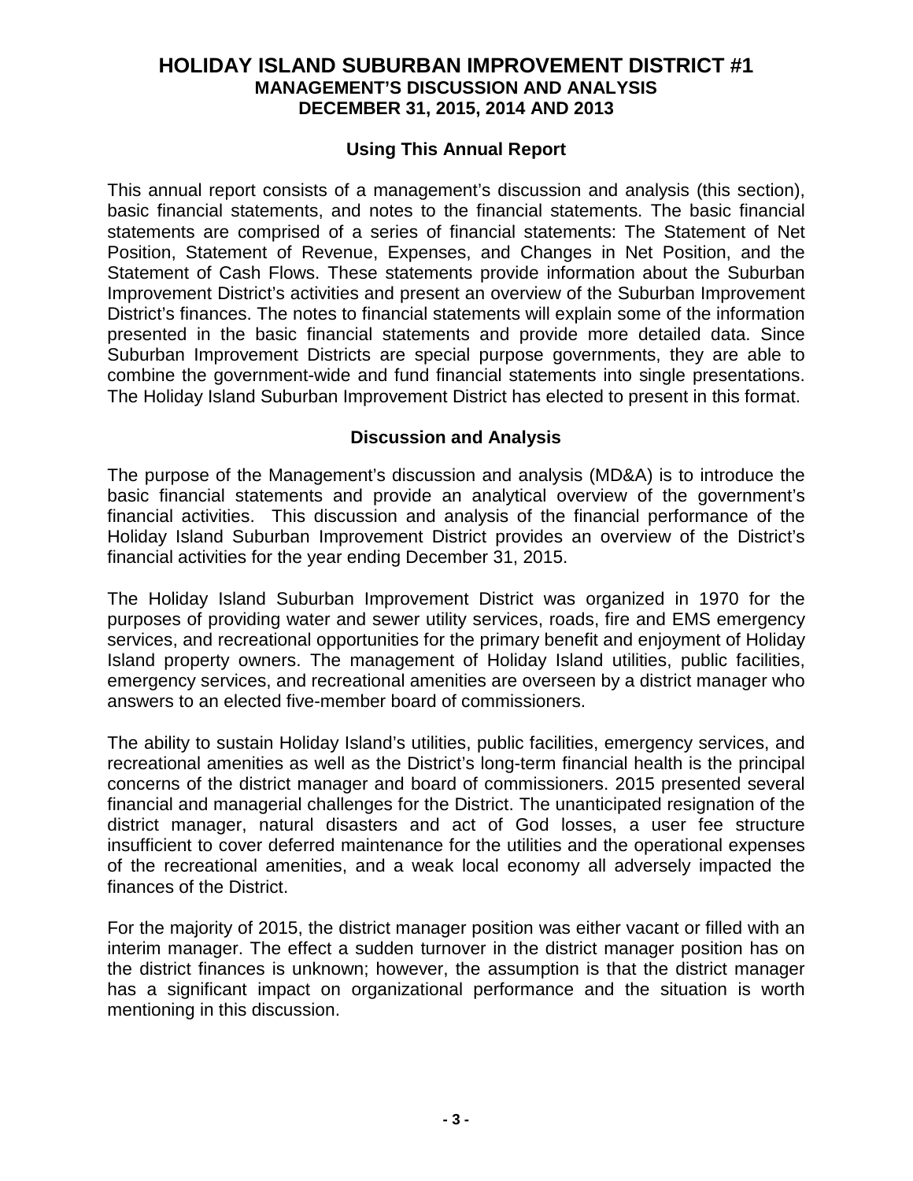# HOLIDAY ISLAND SUBURBAN IMPROVEMENT DISTRICT #1
## MANAGEMENT'S DISCUSSION AND ANALYSIS
## DECEMBER 31, 2015, 2014 AND 2013

### Using This Annual Report

This annual report consists of a management's discussion and analysis (this section), basic financial statements, and notes to the financial statements. The basic financial statements are comprised of a series of financial statements: The Statement of Net Position, Statement of Revenue, Expenses, and Changes in Net Position, and the Statement of Cash Flows. These statements provide information about the Suburban Improvement District's activities and present an overview of the Suburban Improvement District's finances. The notes to financial statements will explain some of the information presented in the basic financial statements and provide more detailed data. Since Suburban Improvement Districts are special purpose governments, they are able to combine the government-wide and fund financial statements into single presentations. The Holiday Island Suburban Improvement District has elected to present in this format.

### Discussion and Analysis

The purpose of the Management's discussion and analysis (MD&A) is to introduce the basic financial statements and provide an analytical overview of the government's financial activities. This discussion and analysis of the financial performance of the Holiday Island Suburban Improvement District provides an overview of the District's financial activities for the year ending December 31, 2015.

The Holiday Island Suburban Improvement District was organized in 1970 for the purposes of providing water and sewer utility services, roads, fire and EMS emergency services, and recreational opportunities for the primary benefit and enjoyment of Holiday Island property owners. The management of Holiday Island utilities, public facilities, emergency services, and recreational amenities are overseen by a district manager who answers to an elected five-member board of commissioners.

The ability to sustain Holiday Island's utilities, public facilities, emergency services, and recreational amenities as well as the District's long-term financial health is the principal concerns of the district manager and board of commissioners. 2015 presented several financial and managerial challenges for the District. The unanticipated resignation of the district manager, natural disasters and act of God losses, a user fee structure insufficient to cover deferred maintenance for the utilities and the operational expenses of the recreational amenities, and a weak local economy all adversely impacted the finances of the District.

For the majority of 2015, the district manager position was either vacant or filled with an interim manager. The effect a sudden turnover in the district manager position has on the district finances is unknown; however, the assumption is that the district manager has a significant impact on organizational performance and the situation is worth mentioning in this discussion.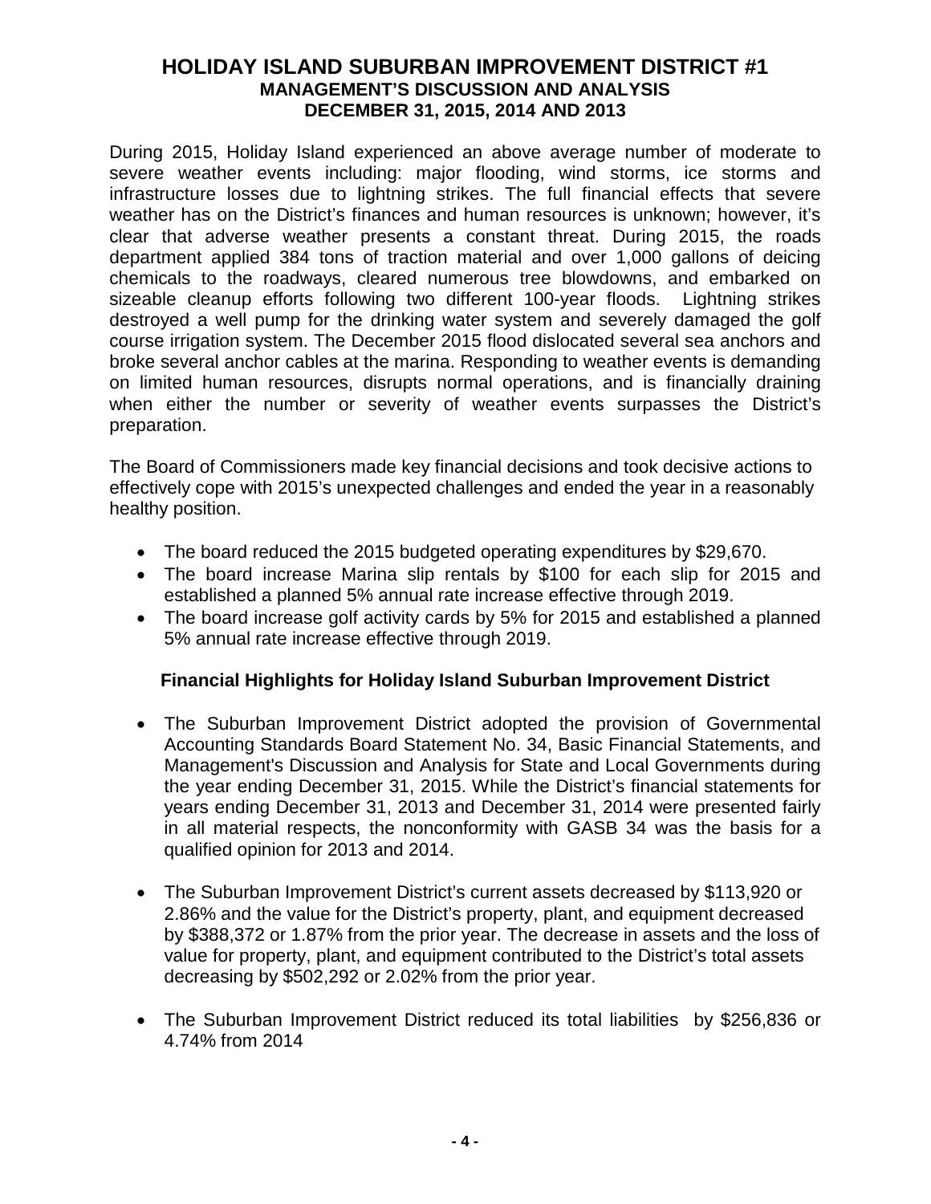# HOLIDAY ISLAND SUBURBAN IMPROVEMENT DISTRICT #1
## MANAGEMENT'S DISCUSSION AND ANALYSIS
## DECEMBER 31, 2015, 2014 AND 2013

During 2015, Holiday Island experienced an above average number of moderate to severe weather events including: major flooding, wind storms, ice storms and infrastructure losses due to lightning strikes. The full financial effects that severe weather has on the District's finances and human resources is unknown; however, it's clear that adverse weather presents a constant threat. During 2015, the roads department applied 384 tons of traction material and over 1,000 gallons of deicing chemicals to the roadways, cleared numerous tree blowdowns, and embarked on sizeable cleanup efforts following two different 100-year floods. Lightning strikes destroyed a well pump for the drinking water system and severely damaged the golf course irrigation system. The December 2015 flood dislocated several sea anchors and broke several anchor cables at the marina. Responding to weather events is demanding on limited human resources, disrupts normal operations, and is financially draining when either the number or severity of weather events surpasses the District's preparation.

The Board of Commissioners made key financial decisions and took decisive actions to effectively cope with 2015's unexpected challenges and ended the year in a reasonably healthy position.

- The board reduced the 2015 budgeted operating expenditures by $29,670.
- The board increase Marina slip rentals by $100 for each slip for 2015 and established a planned 5% annual rate increase effective through 2019.
- The board increase golf activity cards by 5% for 2015 and established a planned 5% annual rate increase effective through 2019.

### Financial Highlights for Holiday Island Suburban Improvement District

- The Suburban Improvement District adopted the provision of Governmental Accounting Standards Board Statement No. 34, Basic Financial Statements, and Management's Discussion and Analysis for State and Local Governments during the year ending December 31, 2015. While the District's financial statements for years ending December 31, 2013 and December 31, 2014 were presented fairly in all material respects, the nonconformity with GASB 34 was the basis for a qualified opinion for 2013 and 2014.

- The Suburban Improvement District's current assets decreased by $113,920 or 2.86% and the value for the District's property, plant, and equipment decreased by $388,372 or 1.87% from the prior year. The decrease in assets and the loss of value for property, plant, and equipment contributed to the District's total assets decreasing by $502,292 or 2.02% from the prior year.

- The Suburban Improvement District reduced its total liabilities by $256,836 or 4.74% from 2014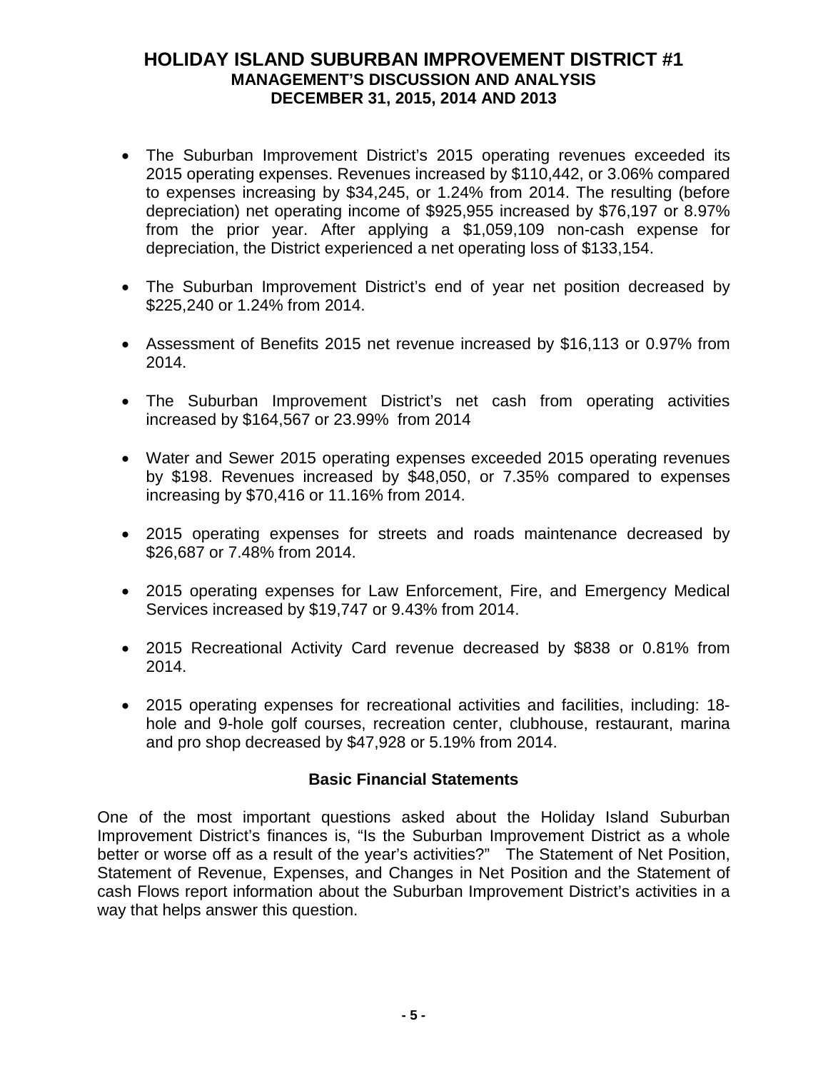- The Suburban Improvement District's 2015 operating revenues exceeded its 2015 operating expenses. Revenues increased by $110,442, or 3.06% compared to expenses increasing by $34,245, or 1.24% from 2014. The resulting (before depreciation) net operating income of $925,955 increased by $76,197 or 8.97% from the prior year. After applying a $1,059,109 non-cash expense for depreciation, the District experienced a net operating loss of $133,154.

- The Suburban Improvement District's end of year net position decreased by $225,240 or 1.24% from 2014.

- Assessment of Benefits 2015 net revenue increased by $16,113 or 0.97% from 2014.

- The Suburban Improvement District's net cash from operating activities increased by $164,567 or 23.99% from 2014

- Water and Sewer 2015 operating expenses exceeded 2015 operating revenues by $198. Revenues increased by $48,050, or 7.35% compared to expenses increasing by $70,416 or 11.16% from 2014.

- 2015 operating expenses for streets and roads maintenance decreased by $26,687 or 7.48% from 2014.

- 2015 operating expenses for Law Enforcement, Fire, and Emergency Medical Services increased by $19,747 or 9.43% from 2014.

- 2015 Recreational Activity Card revenue decreased by $838 or 0.81% from 2014.

- 2015 operating expenses for recreational activities and facilities, including: 18-hole and 9-hole golf courses, recreation center, clubhouse, restaurant, marina and pro shop decreased by $47,928 or 5.19% from 2014.

## Basic Financial Statements

One of the most important questions asked about the Holiday Island Suburban Improvement District's finances is, "Is the Suburban Improvement District as a whole better or worse off as a result of the year's activities?" The Statement of Net Position, Statement of Revenue, Expenses, and Changes in Net Position and the Statement of cash Flows report information about the Suburban Improvement District's activities in a way that helps answer this question.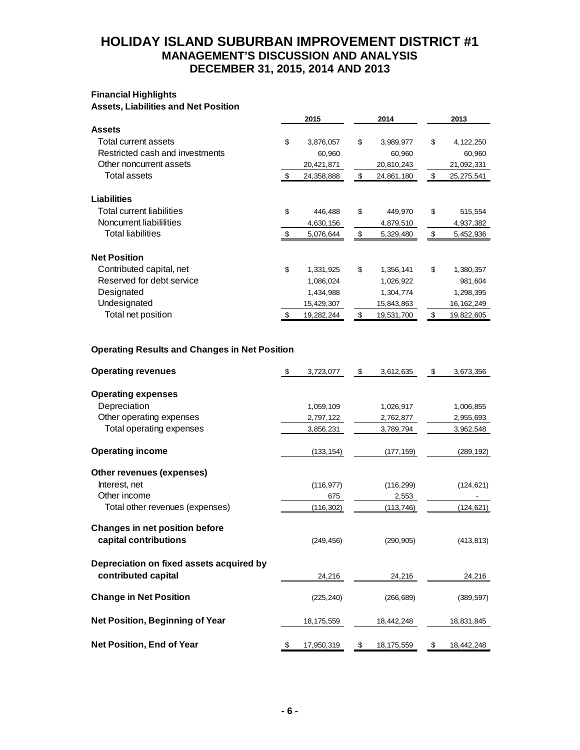# HOLIDAY ISLAND SUBURBAN IMPROVEMENT DISTRICT #1
## MANAGEMENT'S DISCUSSION AND ANALYSIS
## DECEMBER 31, 2015, 2014 AND 2013

**Financial Highlights**

**Assets, Liabilities and Net Position**

| | 2015 | 2014 | 2013 |
|---|---|---|---|
| **Assets** | | | |
| Total current assets | $ 3,876,057 | $ 3,989,977 | $ 4,122,250 |
| Restricted cash and investments | 60,960 | 60,960 | 60,960 |
| Other noncurrent assets | 20,421,871 | 20,810,243 | 21,092,331 |
| Total assets | $ 24,358,888 | $ 24,861,180 | $ 25,275,541 |
| **Liabilities** | | | |
| Total current liabilities | $ 446,488 | $ 449,970 | $ 515,554 |
| Noncurrent liabililities | 4,630,156 | 4,879,510 | 4,937,382 |
| Total liabilities | $ 5,076,644 | $ 5,329,480 | $ 5,452,936 |
| **Net Position** | | | |
| Contributed capital, net | $ 1,331,925 | $ 1,356,141 | $ 1,380,357 |
| Reserved for debt service | 1,086,024 | 1,026,922 | 981,604 |
| Designated | 1,434,988 | 1,304,774 | 1,298,395 |
| Undesignated | 15,429,307 | 15,843,863 | 16,162,249 |
| Total net position | $ 19,282,244 | $ 19,531,700 | $ 19,822,605 |

**Operating Results and Changes in Net Position**

| | 2015 | 2014 | 2013 |
|---|---|---|---|
| **Operating revenues** | $ 3,723,077 | $ 3,612,635 | $ 3,673,356 |
| **Operating expenses** | | | |
| Depreciation | 1,059,109 | 1,026,917 | 1,006,855 |
| Other operating expenses | 2,797,122 | 2,762,877 | 2,955,693 |
| Total operating expenses | 3,856,231 | 3,789,794 | 3,962,548 |
| **Operating income** | (133,154) | (177,159) | (289,192) |
| **Other revenues (expenses)** | | | |
| Interest, net | (116,977) | (116,299) | (124,621) |
| Other income | 675 | 2,553 | - |
| Total other revenues (expenses) | (116,302) | (113,746) | (124,621) |
| **Changes in net position before capital contributions** | (249,456) | (290,905) | (413,813) |
| **Depreciation on fixed assets acquired by contributed capital** | 24,216 | 24,216 | 24,216 |
| **Change in Net Position** | (225,240) | (266,689) | (389,597) |
| **Net Position, Beginning of Year** | 18,175,559 | 18,442,248 | 18,831,845 |
| **Net Position, End of Year** | $ 17,950,319 | $ 18,175,559 | $ 18,442,248 |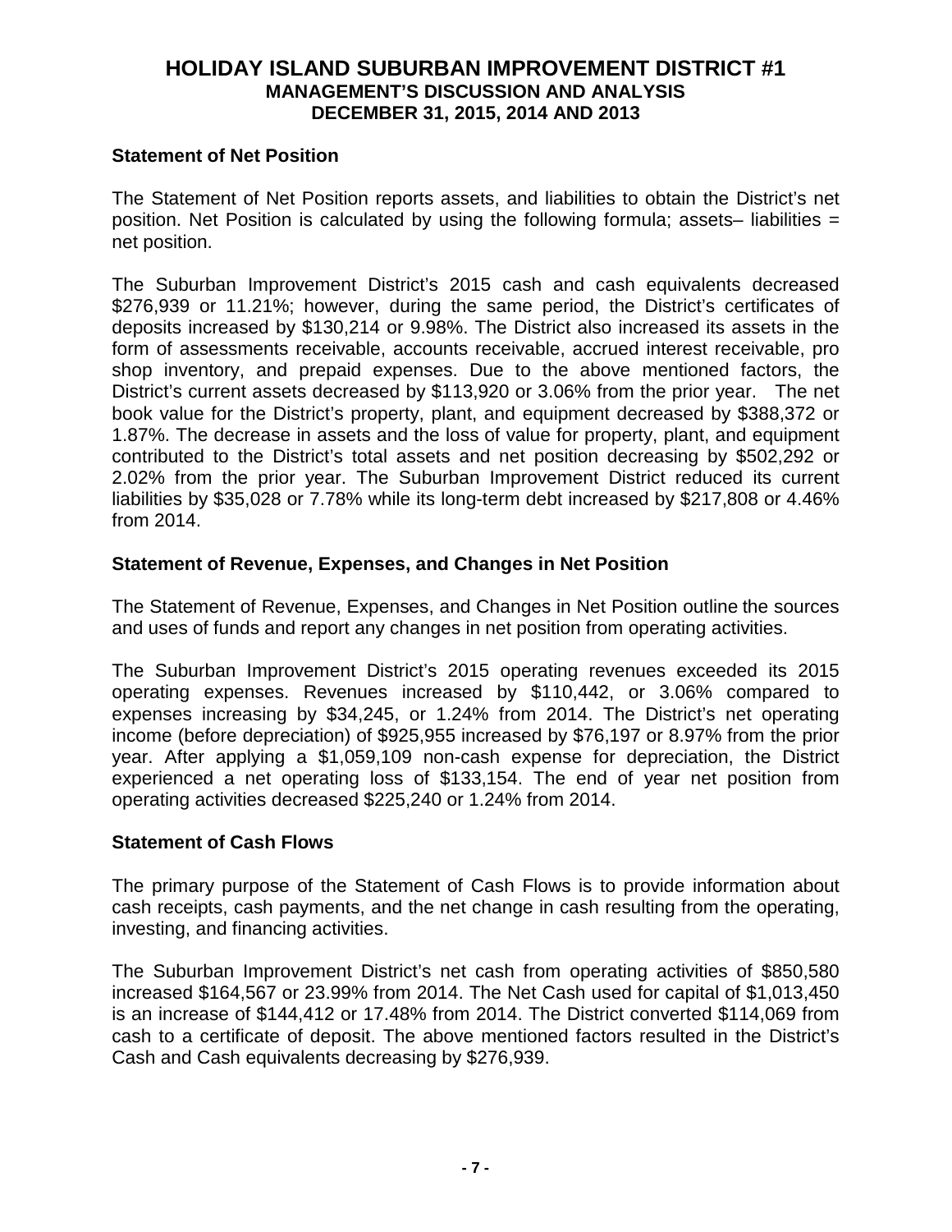# HOLIDAY ISLAND SUBURBAN IMPROVEMENT DISTRICT #1
## MANAGEMENT'S DISCUSSION AND ANALYSIS
## DECEMBER 31, 2015, 2014 AND 2013

### Statement of Net Position

The Statement of Net Position reports assets, and liabilities to obtain the District's net position. Net Position is calculated by using the following formula; assets– liabilities = net position.

The Suburban Improvement District's 2015 cash and cash equivalents decreased $276,939 or 11.21%; however, during the same period, the District's certificates of deposits increased by $130,214 or 9.98%. The District also increased its assets in the form of assessments receivable, accounts receivable, accrued interest receivable, pro shop inventory, and prepaid expenses. Due to the above mentioned factors, the District's current assets decreased by $113,920 or 3.06% from the prior year. The net book value for the District's property, plant, and equipment decreased by $388,372 or 1.87%. The decrease in assets and the loss of value for property, plant, and equipment contributed to the District's total assets and net position decreasing by $502,292 or 2.02% from the prior year. The Suburban Improvement District reduced its current liabilities by $35,028 or 7.78% while its long-term debt increased by $217,808 or 4.46% from 2014.

### Statement of Revenue, Expenses, and Changes in Net Position

The Statement of Revenue, Expenses, and Changes in Net Position outline the sources and uses of funds and report any changes in net position from operating activities.

The Suburban Improvement District's 2015 operating revenues exceeded its 2015 operating expenses. Revenues increased by $110,442, or 3.06% compared to expenses increasing by $34,245, or 1.24% from 2014. The District's net operating income (before depreciation) of $925,955 increased by $76,197 or 8.97% from the prior year. After applying a $1,059,109 non-cash expense for depreciation, the District experienced a net operating loss of $133,154. The end of year net position from operating activities decreased $225,240 or 1.24% from 2014.

### Statement of Cash Flows

The primary purpose of the Statement of Cash Flows is to provide information about cash receipts, cash payments, and the net change in cash resulting from the operating, investing, and financing activities.

The Suburban Improvement District's net cash from operating activities of $850,580 increased $164,567 or 23.99% from 2014. The Net Cash used for capital of $1,013,450 is an increase of $144,412 or 17.48% from 2014. The District converted $114,069 from cash to a certificate of deposit. The above mentioned factors resulted in the District's Cash and Cash equivalents decreasing by $276,939.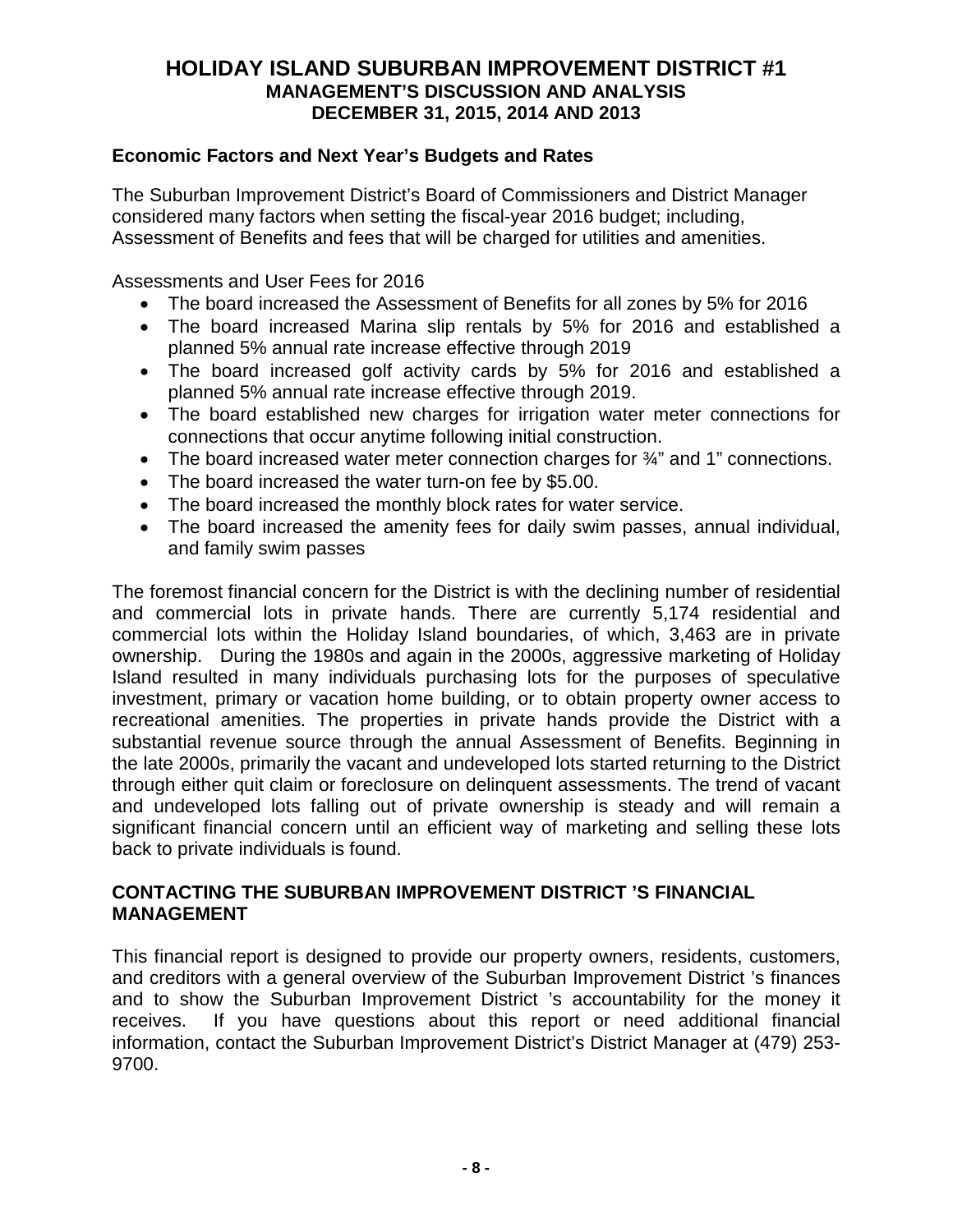# HOLIDAY ISLAND SUBURBAN IMPROVEMENT DISTRICT #1
## MANAGEMENT'S DISCUSSION AND ANALYSIS
## DECEMBER 31, 2015, 2014 AND 2013

### Economic Factors and Next Year's Budgets and Rates

The Suburban Improvement District's Board of Commissioners and District Manager considered many factors when setting the fiscal-year 2016 budget; including, Assessment of Benefits and fees that will be charged for utilities and amenities.

Assessments and User Fees for 2016

- The board increased the Assessment of Benefits for all zones by 5% for 2016
- The board increased Marina slip rentals by 5% for 2016 and established a planned 5% annual rate increase effective through 2019
- The board increased golf activity cards by 5% for 2016 and established a planned 5% annual rate increase effective through 2019.
- The board established new charges for irrigation water meter connections for connections that occur anytime following initial construction.
- The board increased water meter connection charges for ¾" and 1" connections.
- The board increased the water turn-on fee by $5.00.
- The board increased the monthly block rates for water service.
- The board increased the amenity fees for daily swim passes, annual individual, and family swim passes

The foremost financial concern for the District is with the declining number of residential and commercial lots in private hands. There are currently 5,174 residential and commercial lots within the Holiday Island boundaries, of which, 3,463 are in private ownership. During the 1980s and again in the 2000s, aggressive marketing of Holiday Island resulted in many individuals purchasing lots for the purposes of speculative investment, primary or vacation home building, or to obtain property owner access to recreational amenities. The properties in private hands provide the District with a substantial revenue source through the annual Assessment of Benefits. Beginning in the late 2000s, primarily the vacant and undeveloped lots started returning to the District through either quit claim or foreclosure on delinquent assessments. The trend of vacant and undeveloped lots falling out of private ownership is steady and will remain a significant financial concern until an efficient way of marketing and selling these lots back to private individuals is found.

### CONTACTING THE SUBURBAN IMPROVEMENT DISTRICT 'S FINANCIAL MANAGEMENT

This financial report is designed to provide our property owners, residents, customers, and creditors with a general overview of the Suburban Improvement District 's finances and to show the Suburban Improvement District 's accountability for the money it receives. If you have questions about this report or need additional financial information, contact the Suburban Improvement District's District Manager at (479) 253-9700.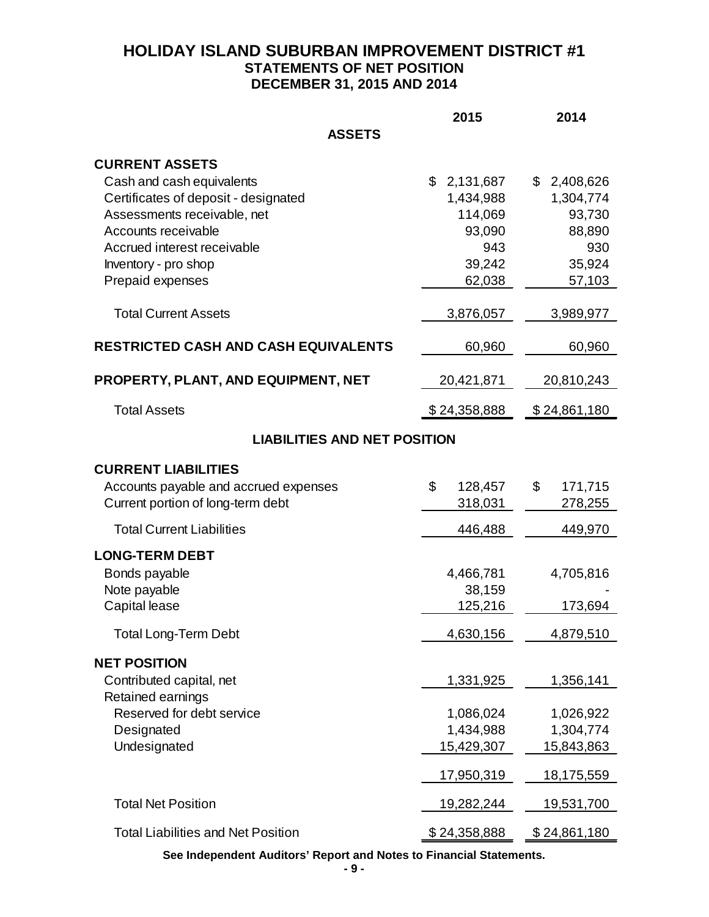# HOLIDAY ISLAND SUBURBAN IMPROVEMENT DISTRICT #1
## STATEMENTS OF NET POSITION
## DECEMBER 31, 2015 AND 2014

| | 2015 | 2014 |
|---|---|---|
| **ASSETS** | | |
| **CURRENT ASSETS** | | |
| Cash and cash equivalents | $ 2,131,687 | $ 2,408,626 |
| Certificates of deposit - designated | 1,434,988 | 1,304,774 |
| Assessments receivable, net | 114,069 | 93,730 |
| Accounts receivable | 93,090 | 88,890 |
| Accrued interest receivable | 943 | 930 |
| Inventory - pro shop | 39,242 | 35,924 |
| Prepaid expenses | 62,038 | 57,103 |
| Total Current Assets | 3,876,057 | 3,989,977 |
| **RESTRICTED CASH AND CASH EQUIVALENTS** | 60,960 | 60,960 |
| **PROPERTY, PLANT, AND EQUIPMENT, NET** | 20,421,871 | 20,810,243 |
| Total Assets | $ 24,358,888 | $ 24,861,180 |
| **LIABILITIES AND NET POSITION** | | |
| **CURRENT LIABILITIES** | | |
| Accounts payable and accrued expenses | $ 128,457 | $ 171,715 |
| Current portion of long-term debt | 318,031 | 278,255 |
| Total Current Liabilities | 446,488 | 449,970 |
| **LONG-TERM DEBT** | | |
| Bonds payable | 4,466,781 | 4,705,816 |
| Note payable | 38,159 | - |
| Capital lease | 125,216 | 173,694 |
| Total Long-Term Debt | 4,630,156 | 4,879,510 |
| **NET POSITION** | | |
| Contributed capital, net | 1,331,925 | 1,356,141 |
| Retained earnings | | |
| Reserved for debt service | 1,086,024 | 1,026,922 |
| Designated | 1,434,988 | 1,304,774 |
| Undesignated | 15,429,307 | 15,843,863 |
| | 17,950,319 | 18,175,559 |
| Total Net Position | 19,282,244 | 19,531,700 |
| Total Liabilities and Net Position | $ 24,358,888 | $ 24,861,180 |

**See Independent Auditors' Report and Notes to Financial Statements.**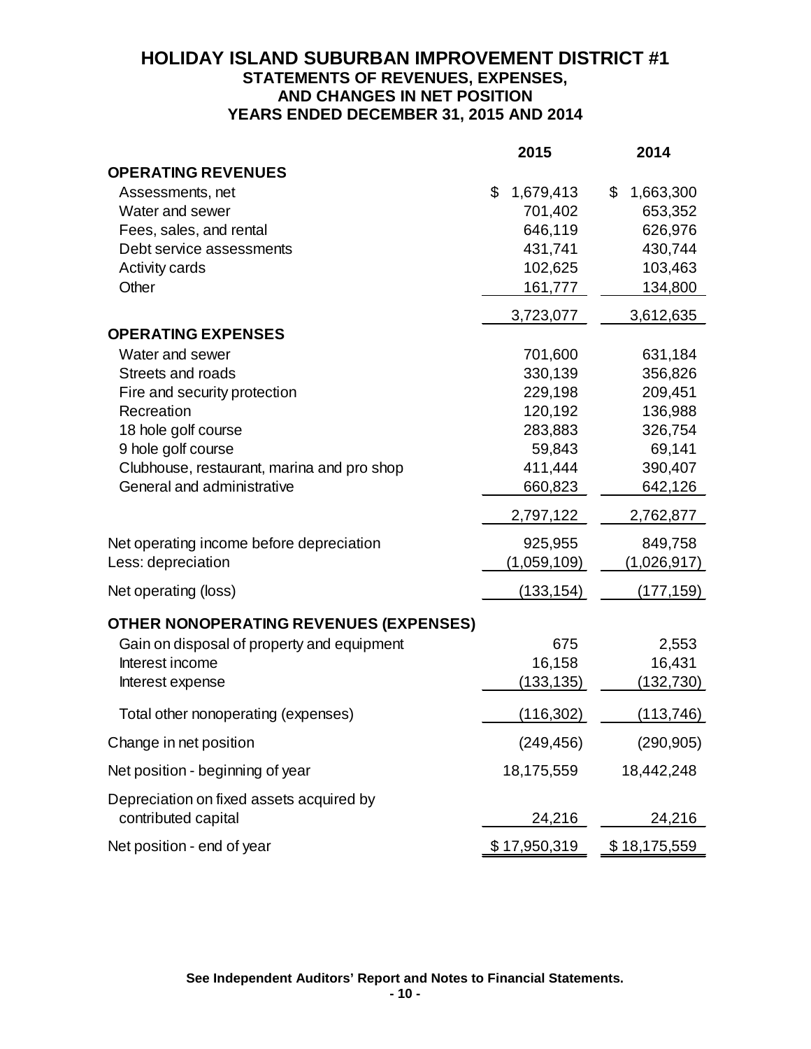# HOLIDAY ISLAND SUBURBAN IMPROVEMENT DISTRICT #1

## STATEMENTS OF REVENUES, EXPENSES, AND CHANGES IN NET POSITION

## YEARS ENDED DECEMBER 31, 2015 AND 2014

| | 2015 | 2014 |
|---|---|---|
| **OPERATING REVENUES** | | |
| Assessments, net | $ 1,679,413 | $ 1,663,300 |
| Water and sewer | 701,402 | 653,352 |
| Fees, sales, and rental | 646,119 | 626,976 |
| Debt service assessments | 431,741 | 430,744 |
| Activity cards | 102,625 | 103,463 |
| Other | 161,777 | 134,800 |
| | 3,723,077 | 3,612,635 |
| **OPERATING EXPENSES** | | |
| Water and sewer | 701,600 | 631,184 |
| Streets and roads | 330,139 | 356,826 |
| Fire and security protection | 229,198 | 209,451 |
| Recreation | 120,192 | 136,988 |
| 18 hole golf course | 283,883 | 326,754 |
| 9 hole golf course | 59,843 | 69,141 |
| Clubhouse, restaurant, marina and pro shop | 411,444 | 390,407 |
| General and administrative | 660,823 | 642,126 |
| | 2,797,122 | 2,762,877 |
| Net operating income before depreciation | 925,955 | 849,758 |
| Less: depreciation | (1,059,109) | (1,026,917) |
| Net operating (loss) | (133,154) | (177,159) |
| **OTHER NONOPERATING REVENUES (EXPENSES)** | | |
| Gain on disposal of property and equipment | 675 | 2,553 |
| Interest income | 16,158 | 16,431 |
| Interest expense | (133,135) | (132,730) |
| Total other nonoperating (expenses) | (116,302) | (113,746) |
| Change in net position | (249,456) | (290,905) |
| Net position - beginning of year | 18,175,559 | 18,442,248 |
| Depreciation on fixed assets acquired by contributed capital | 24,216 | 24,216 |
| Net position - end of year | $ 17,950,319 | $ 18,175,559 |

**See Independent Auditors' Report and Notes to Financial Statements.**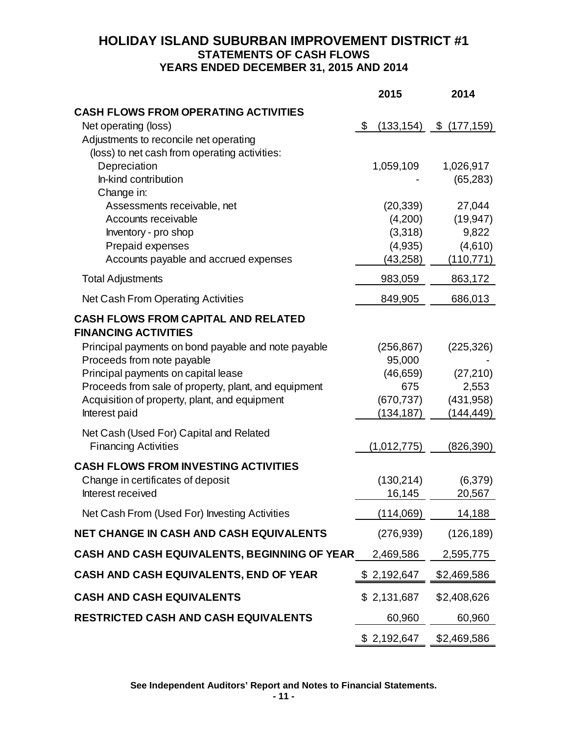# HOLIDAY ISLAND SUBURBAN IMPROVEMENT DISTRICT #1

## STATEMENTS OF CASH FLOWS

## YEARS ENDED DECEMBER 31, 2015 AND 2014

| | 2015 | 2014 |
|---|---|---|
| **CASH FLOWS FROM OPERATING ACTIVITIES** | | |
| Net operating (loss) | $ (133,154) | $ (177,159) |
| Adjustments to reconcile net operating (loss) to net cash from operating activities: | | |
| Depreciation | 1,059,109 | 1,026,917 |
| In-kind contribution | - | (65,283) |
| Change in: | | |
| Assessments receivable, net | (20,339) | 27,044 |
| Accounts receivable | (4,200) | (19,947) |
| Inventory - pro shop | (3,318) | 9,822 |
| Prepaid expenses | (4,935) | (4,610) |
| Accounts payable and accrued expenses | (43,258) | (110,771) |
| Total Adjustments | 983,059 | 863,172 |
| Net Cash From Operating Activities | 849,905 | 686,013 |
| **CASH FLOWS FROM CAPITAL AND RELATED FINANCING ACTIVITIES** | | |
| Principal payments on bond payable and note payable | (256,867) | (225,326) |
| Proceeds from note payable | 95,000 | - |
| Principal payments on capital lease | (46,659) | (27,210) |
| Proceeds from sale of property, plant, and equipment | 675 | 2,553 |
| Acquisition of property, plant, and equipment | (670,737) | (431,958) |
| Interest paid | (134,187) | (144,449) |
| Net Cash (Used For) Capital and Related Financing Activities | (1,012,775) | (826,390) |
| **CASH FLOWS FROM INVESTING ACTIVITIES** | | |
| Change in certificates of deposit | (130,214) | (6,379) |
| Interest received | 16,145 | 20,567 |
| Net Cash From (Used For) Investing Activities | (114,069) | 14,188 |
| **NET CHANGE IN CASH AND CASH EQUIVALENTS** | (276,939) | (126,189) |
| **CASH AND CASH EQUIVALENTS, BEGINNING OF YEAR** | 2,469,586 | 2,595,775 |
| **CASH AND CASH EQUIVALENTS, END OF YEAR** | $ 2,192,647 | $2,469,586 |
| **CASH AND CASH EQUIVALENTS** | $ 2,131,687 | $2,408,626 |
| **RESTRICTED CASH AND CASH EQUIVALENTS** | 60,960 | 60,960 |
| | $ 2,192,647 | $2,469,586 |

**See Independent Auditors' Report and Notes to Financial Statements.**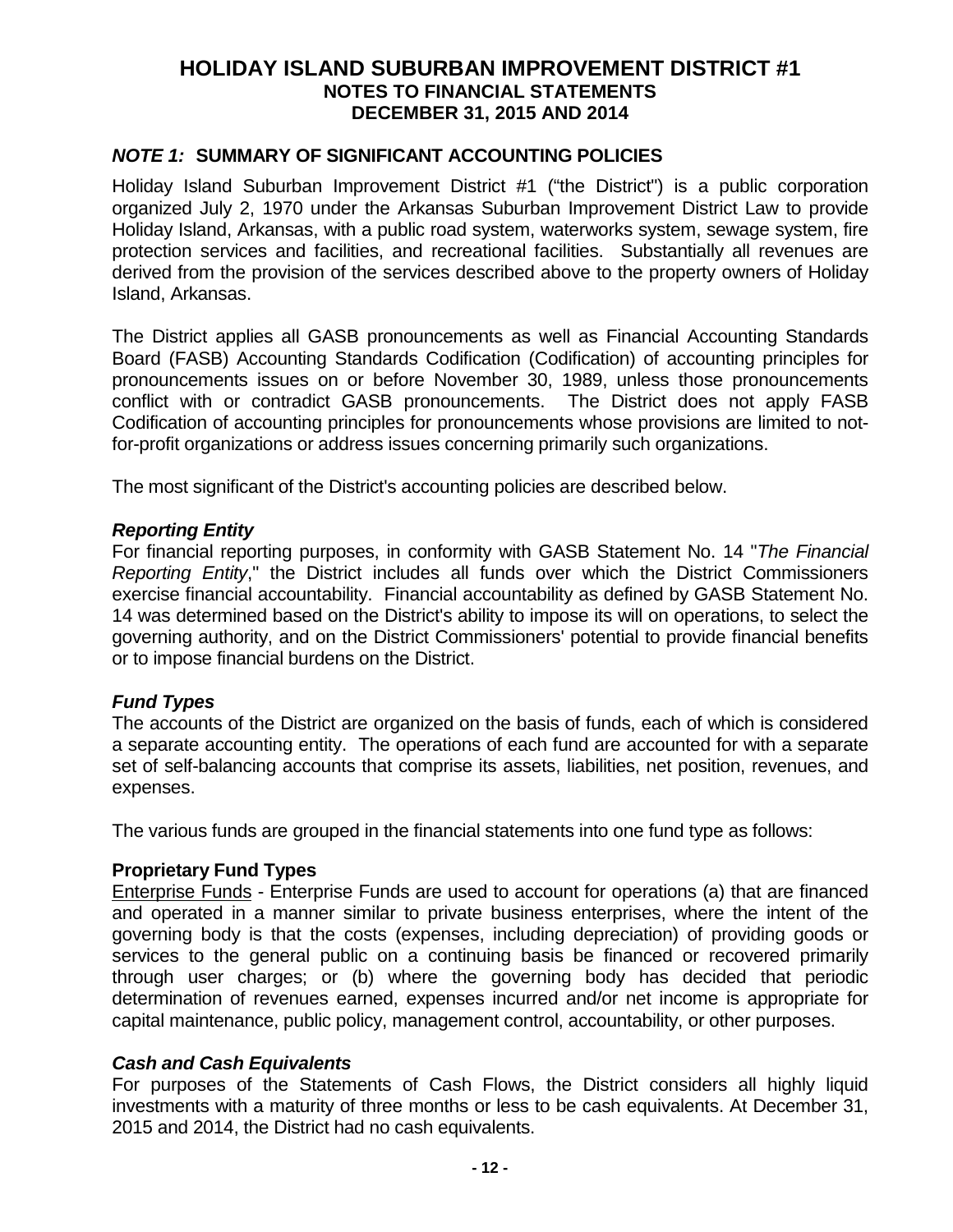# HOLIDAY ISLAND SUBURBAN IMPROVEMENT DISTRICT #1
## NOTES TO FINANCIAL STATEMENTS
## DECEMBER 31, 2015 AND 2014

### *NOTE 1:* SUMMARY OF SIGNIFICANT ACCOUNTING POLICIES

Holiday Island Suburban Improvement District #1 ("the District") is a public corporation organized July 2, 1970 under the Arkansas Suburban Improvement District Law to provide Holiday Island, Arkansas, with a public road system, waterworks system, sewage system, fire protection services and facilities, and recreational facilities. Substantially all revenues are derived from the provision of the services described above to the property owners of Holiday Island, Arkansas.

The District applies all GASB pronouncements as well as Financial Accounting Standards Board (FASB) Accounting Standards Codification (Codification) of accounting principles for pronouncements issues on or before November 30, 1989, unless those pronouncements conflict with or contradict GASB pronouncements. The District does not apply FASB Codification of accounting principles for pronouncements whose provisions are limited to not-for-profit organizations or address issues concerning primarily such organizations.

The most significant of the District's accounting policies are described below.

#### *Reporting Entity*

For financial reporting purposes, in conformity with GASB Statement No. 14 "*The Financial Reporting Entity*," the District includes all funds over which the District Commissioners exercise financial accountability. Financial accountability as defined by GASB Statement No. 14 was determined based on the District's ability to impose its will on operations, to select the governing authority, and on the District Commissioners' potential to provide financial benefits or to impose financial burdens on the District.

#### *Fund Types*

The accounts of the District are organized on the basis of funds, each of which is considered a separate accounting entity. The operations of each fund are accounted for with a separate set of self-balancing accounts that comprise its assets, liabilities, net position, revenues, and expenses.

The various funds are grouped in the financial statements into one fund type as follows:

**Proprietary Fund Types**

Enterprise Funds - Enterprise Funds are used to account for operations (a) that are financed and operated in a manner similar to private business enterprises, where the intent of the governing body is that the costs (expenses, including depreciation) of providing goods or services to the general public on a continuing basis be financed or recovered primarily through user charges; or (b) where the governing body has decided that periodic determination of revenues earned, expenses incurred and/or net income is appropriate for capital maintenance, public policy, management control, accountability, or other purposes.

#### *Cash and Cash Equivalents*

For purposes of the Statements of Cash Flows, the District considers all highly liquid investments with a maturity of three months or less to be cash equivalents. At December 31, 2015 and 2014, the District had no cash equivalents.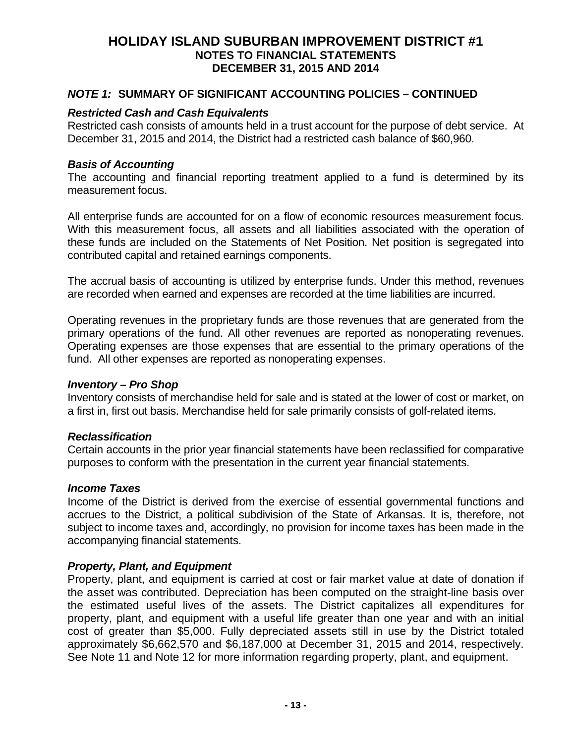# HOLIDAY ISLAND SUBURBAN IMPROVEMENT DISTRICT #1
## NOTES TO FINANCIAL STATEMENTS
## DECEMBER 31, 2015 AND 2014

### *NOTE 1:* SUMMARY OF SIGNIFICANT ACCOUNTING POLICIES – CONTINUED

***Restricted Cash and Cash Equivalents***

Restricted cash consists of amounts held in a trust account for the purpose of debt service. At December 31, 2015 and 2014, the District had a restricted cash balance of $60,960.

***Basis of Accounting***

The accounting and financial reporting treatment applied to a fund is determined by its measurement focus.

All enterprise funds are accounted for on a flow of economic resources measurement focus. With this measurement focus, all assets and all liabilities associated with the operation of these funds are included on the Statements of Net Position. Net position is segregated into contributed capital and retained earnings components.

The accrual basis of accounting is utilized by enterprise funds. Under this method, revenues are recorded when earned and expenses are recorded at the time liabilities are incurred.

Operating revenues in the proprietary funds are those revenues that are generated from the primary operations of the fund. All other revenues are reported as nonoperating revenues. Operating expenses are those expenses that are essential to the primary operations of the fund. All other expenses are reported as nonoperating expenses.

***Inventory – Pro Shop***

Inventory consists of merchandise held for sale and is stated at the lower of cost or market, on a first in, first out basis. Merchandise held for sale primarily consists of golf-related items.

***Reclassification***

Certain accounts in the prior year financial statements have been reclassified for comparative purposes to conform with the presentation in the current year financial statements.

***Income Taxes***

Income of the District is derived from the exercise of essential governmental functions and accrues to the District, a political subdivision of the State of Arkansas. It is, therefore, not subject to income taxes and, accordingly, no provision for income taxes has been made in the accompanying financial statements.

***Property, Plant, and Equipment***

Property, plant, and equipment is carried at cost or fair market value at date of donation if the asset was contributed. Depreciation has been computed on the straight-line basis over the estimated useful lives of the assets. The District capitalizes all expenditures for property, plant, and equipment with a useful life greater than one year and with an initial cost of greater than $5,000. Fully depreciated assets still in use by the District totaled approximately $6,662,570 and $6,187,000 at December 31, 2015 and 2014, respectively. See Note 11 and Note 12 for more information regarding property, plant, and equipment.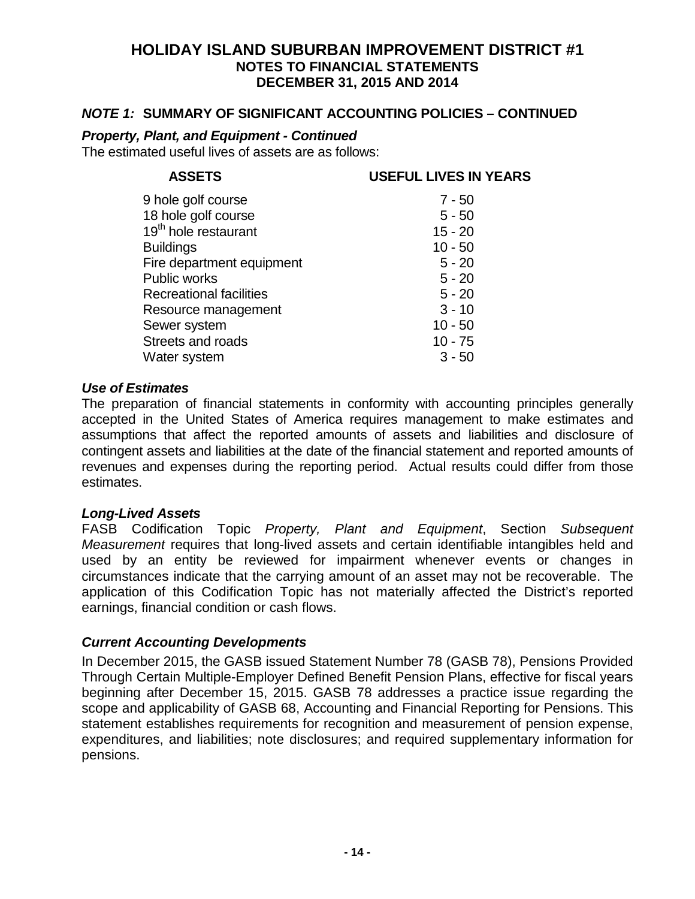# HOLIDAY ISLAND SUBURBAN IMPROVEMENT DISTRICT #1
## NOTES TO FINANCIAL STATEMENTS
## DECEMBER 31, 2015 AND 2014

### *NOTE 1:* SUMMARY OF SIGNIFICANT ACCOUNTING POLICIES – CONTINUED

#### *Property, Plant, and Equipment - Continued*

The estimated useful lives of assets are as follows:

| ASSETS | USEFUL LIVES IN YEARS |
|---|---|
| 9 hole golf course | 7 - 50 |
| 18 hole golf course | 5 - 50 |
| 19th hole restaurant | 15 - 20 |
| Buildings | 10 - 50 |
| Fire department equipment | 5 - 20 |
| Public works | 5 - 20 |
| Recreational facilities | 5 - 20 |
| Resource management | 3 - 10 |
| Sewer system | 10 - 50 |
| Streets and roads | 10 - 75 |
| Water system | 3 - 50 |

#### *Use of Estimates*

The preparation of financial statements in conformity with accounting principles generally accepted in the United States of America requires management to make estimates and assumptions that affect the reported amounts of assets and liabilities and disclosure of contingent assets and liabilities at the date of the financial statement and reported amounts of revenues and expenses during the reporting period. Actual results could differ from those estimates.

#### *Long-Lived Assets*

FASB Codification Topic *Property, Plant and Equipment*, Section *Subsequent Measurement* requires that long-lived assets and certain identifiable intangibles held and used by an entity be reviewed for impairment whenever events or changes in circumstances indicate that the carrying amount of an asset may not be recoverable. The application of this Codification Topic has not materially affected the District's reported earnings, financial condition or cash flows.

#### *Current Accounting Developments*

In December 2015, the GASB issued Statement Number 78 (GASB 78), Pensions Provided Through Certain Multiple-Employer Defined Benefit Pension Plans, effective for fiscal years beginning after December 15, 2015. GASB 78 addresses a practice issue regarding the scope and applicability of GASB 68, Accounting and Financial Reporting for Pensions. This statement establishes requirements for recognition and measurement of pension expense, expenditures, and liabilities; note disclosures; and required supplementary information for pensions.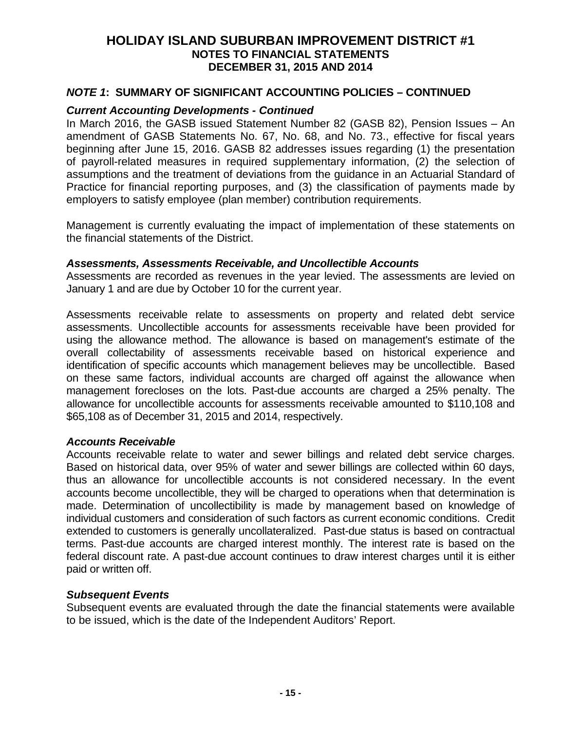# HOLIDAY ISLAND SUBURBAN IMPROVEMENT DISTRICT #1
## NOTES TO FINANCIAL STATEMENTS
## DECEMBER 31, 2015 AND 2014

### *NOTE 1*: SUMMARY OF SIGNIFICANT ACCOUNTING POLICIES – CONTINUED

***Current Accounting Developments - Continued***

In March 2016, the GASB issued Statement Number 82 (GASB 82), Pension Issues – An amendment of GASB Statements No. 67, No. 68, and No. 73., effective for fiscal years beginning after June 15, 2016. GASB 82 addresses issues regarding (1) the presentation of payroll-related measures in required supplementary information, (2) the selection of assumptions and the treatment of deviations from the guidance in an Actuarial Standard of Practice for financial reporting purposes, and (3) the classification of payments made by employers to satisfy employee (plan member) contribution requirements.

Management is currently evaluating the impact of implementation of these statements on the financial statements of the District.

***Assessments, Assessments Receivable, and Uncollectible Accounts***

Assessments are recorded as revenues in the year levied. The assessments are levied on January 1 and are due by October 10 for the current year.

Assessments receivable relate to assessments on property and related debt service assessments. Uncollectible accounts for assessments receivable have been provided for using the allowance method. The allowance is based on management's estimate of the overall collectability of assessments receivable based on historical experience and identification of specific accounts which management believes may be uncollectible. Based on these same factors, individual accounts are charged off against the allowance when management forecloses on the lots. Past-due accounts are charged a 25% penalty. The allowance for uncollectible accounts for assessments receivable amounted to $110,108 and $65,108 as of December 31, 2015 and 2014, respectively.

***Accounts Receivable***

Accounts receivable relate to water and sewer billings and related debt service charges. Based on historical data, over 95% of water and sewer billings are collected within 60 days, thus an allowance for uncollectible accounts is not considered necessary. In the event accounts become uncollectible, they will be charged to operations when that determination is made. Determination of uncollectibility is made by management based on knowledge of individual customers and consideration of such factors as current economic conditions. Credit extended to customers is generally uncollateralized. Past-due status is based on contractual terms. Past-due accounts are charged interest monthly. The interest rate is based on the federal discount rate. A past-due account continues to draw interest charges until it is either paid or written off.

***Subsequent Events***

Subsequent events are evaluated through the date the financial statements were available to be issued, which is the date of the Independent Auditors' Report.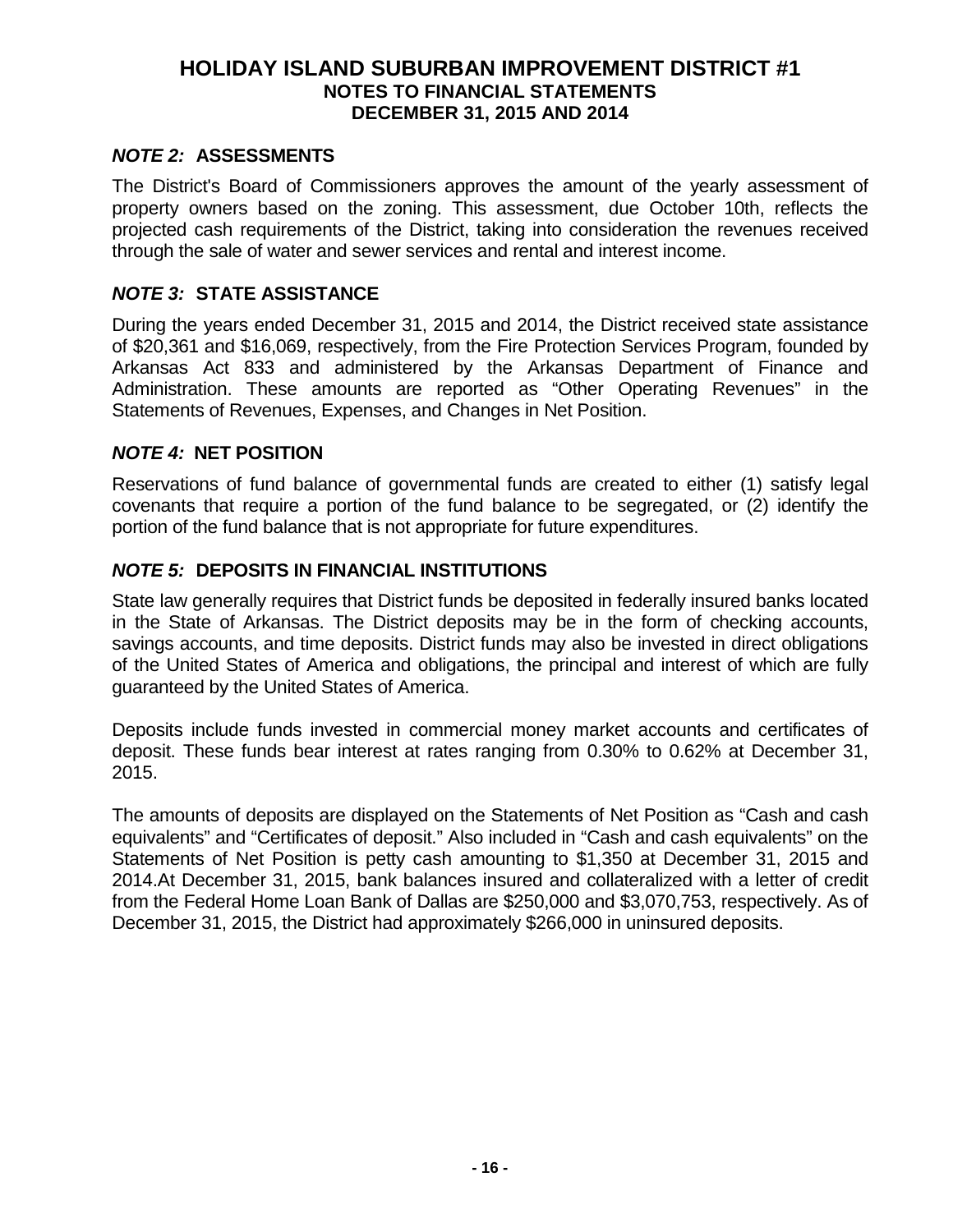# HOLIDAY ISLAND SUBURBAN IMPROVEMENT DISTRICT #1
## NOTES TO FINANCIAL STATEMENTS
## DECEMBER 31, 2015 AND 2014

### *NOTE 2:* ASSESSMENTS

The District's Board of Commissioners approves the amount of the yearly assessment of property owners based on the zoning. This assessment, due October 10th, reflects the projected cash requirements of the District, taking into consideration the revenues received through the sale of water and sewer services and rental and interest income.

### *NOTE 3:* STATE ASSISTANCE

During the years ended December 31, 2015 and 2014, the District received state assistance of $20,361 and $16,069, respectively, from the Fire Protection Services Program, founded by Arkansas Act 833 and administered by the Arkansas Department of Finance and Administration. These amounts are reported as "Other Operating Revenues" in the Statements of Revenues, Expenses, and Changes in Net Position.

### *NOTE 4:* NET POSITION

Reservations of fund balance of governmental funds are created to either (1) satisfy legal covenants that require a portion of the fund balance to be segregated, or (2) identify the portion of the fund balance that is not appropriate for future expenditures.

### *NOTE 5:* DEPOSITS IN FINANCIAL INSTITUTIONS

State law generally requires that District funds be deposited in federally insured banks located in the State of Arkansas. The District deposits may be in the form of checking accounts, savings accounts, and time deposits. District funds may also be invested in direct obligations of the United States of America and obligations, the principal and interest of which are fully guaranteed by the United States of America.

Deposits include funds invested in commercial money market accounts and certificates of deposit. These funds bear interest at rates ranging from 0.30% to 0.62% at December 31, 2015.

The amounts of deposits are displayed on the Statements of Net Position as "Cash and cash equivalents" and "Certificates of deposit." Also included in "Cash and cash equivalents" on the Statements of Net Position is petty cash amounting to $1,350 at December 31, 2015 and 2014.At December 31, 2015, bank balances insured and collateralized with a letter of credit from the Federal Home Loan Bank of Dallas are $250,000 and $3,070,753, respectively. As of December 31, 2015, the District had approximately $266,000 in uninsured deposits.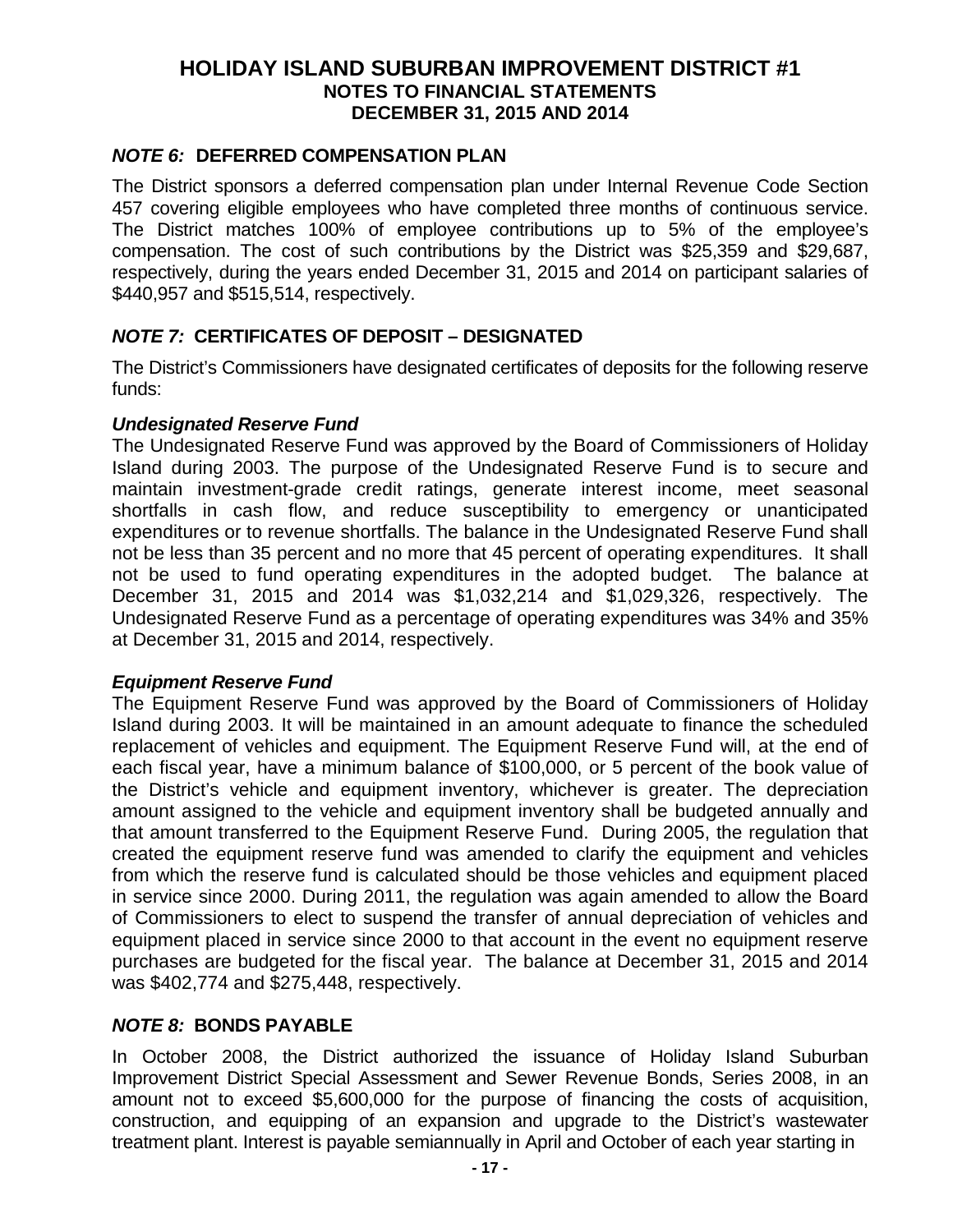# HOLIDAY ISLAND SUBURBAN IMPROVEMENT DISTRICT #1
## NOTES TO FINANCIAL STATEMENTS
## DECEMBER 31, 2015 AND 2014

### *NOTE 6:* DEFERRED COMPENSATION PLAN

The District sponsors a deferred compensation plan under Internal Revenue Code Section 457 covering eligible employees who have completed three months of continuous service. The District matches 100% of employee contributions up to 5% of the employee's compensation. The cost of such contributions by the District was $25,359 and $29,687, respectively, during the years ended December 31, 2015 and 2014 on participant salaries of $440,957 and $515,514, respectively.

### *NOTE 7:* CERTIFICATES OF DEPOSIT – DESIGNATED

The District's Commissioners have designated certificates of deposits for the following reserve funds:

***Undesignated Reserve Fund***

The Undesignated Reserve Fund was approved by the Board of Commissioners of Holiday Island during 2003. The purpose of the Undesignated Reserve Fund is to secure and maintain investment-grade credit ratings, generate interest income, meet seasonal shortfalls in cash flow, and reduce susceptibility to emergency or unanticipated expenditures or to revenue shortfalls. The balance in the Undesignated Reserve Fund shall not be less than 35 percent and no more that 45 percent of operating expenditures. It shall not be used to fund operating expenditures in the adopted budget. The balance at December 31, 2015 and 2014 was $1,032,214 and $1,029,326, respectively. The Undesignated Reserve Fund as a percentage of operating expenditures was 34% and 35% at December 31, 2015 and 2014, respectively.

***Equipment Reserve Fund***

The Equipment Reserve Fund was approved by the Board of Commissioners of Holiday Island during 2003. It will be maintained in an amount adequate to finance the scheduled replacement of vehicles and equipment. The Equipment Reserve Fund will, at the end of each fiscal year, have a minimum balance of $100,000, or 5 percent of the book value of the District's vehicle and equipment inventory, whichever is greater. The depreciation amount assigned to the vehicle and equipment inventory shall be budgeted annually and that amount transferred to the Equipment Reserve Fund. During 2005, the regulation that created the equipment reserve fund was amended to clarify the equipment and vehicles from which the reserve fund is calculated should be those vehicles and equipment placed in service since 2000. During 2011, the regulation was again amended to allow the Board of Commissioners to elect to suspend the transfer of annual depreciation of vehicles and equipment placed in service since 2000 to that account in the event no equipment reserve purchases are budgeted for the fiscal year. The balance at December 31, 2015 and 2014 was $402,774 and $275,448, respectively.

### *NOTE 8:* BONDS PAYABLE

In October 2008, the District authorized the issuance of Holiday Island Suburban Improvement District Special Assessment and Sewer Revenue Bonds, Series 2008, in an amount not to exceed $5,600,000 for the purpose of financing the costs of acquisition, construction, and equipping of an expansion and upgrade to the District's wastewater treatment plant. Interest is payable semiannually in April and October of each year starting in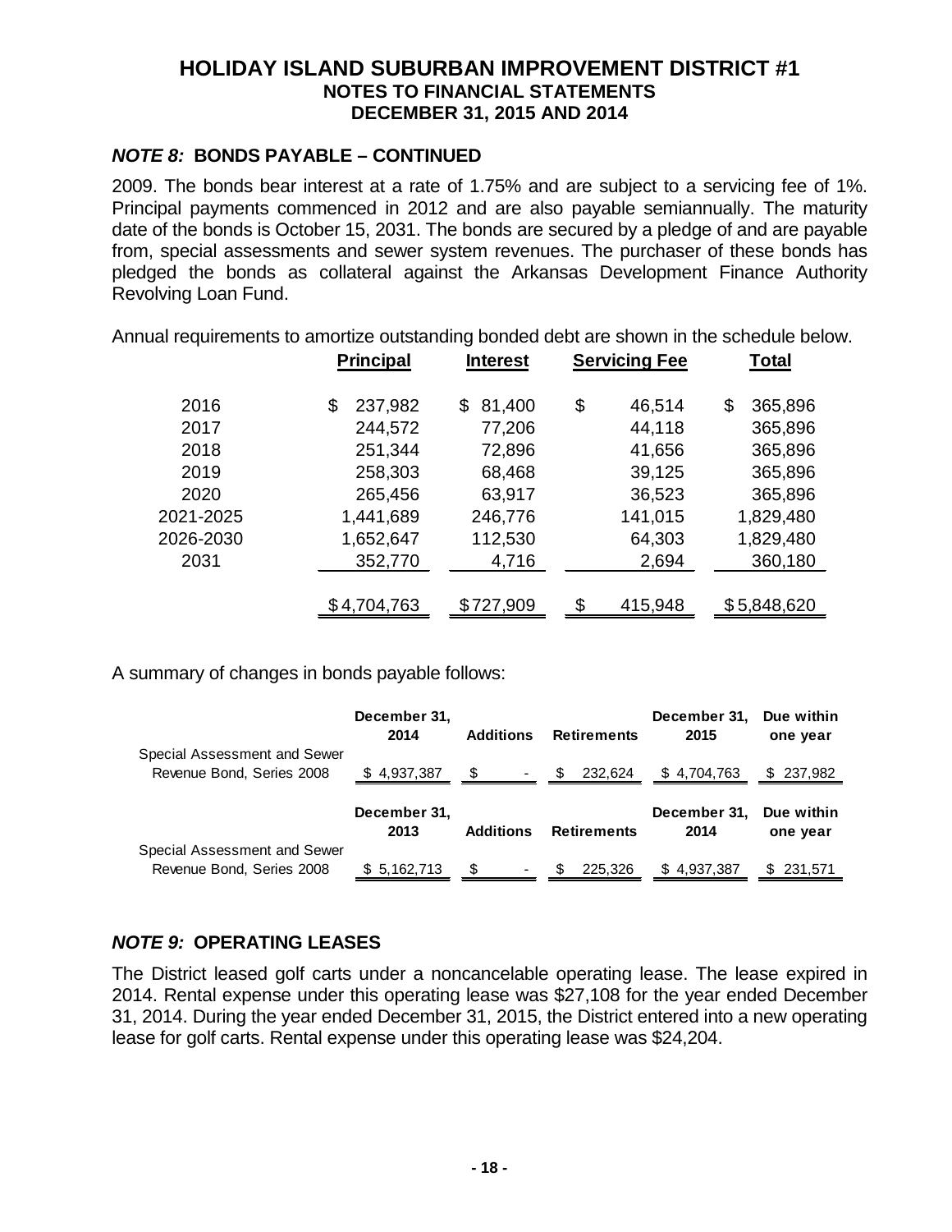# HOLIDAY ISLAND SUBURBAN IMPROVEMENT DISTRICT #1
## NOTES TO FINANCIAL STATEMENTS
## DECEMBER 31, 2015 AND 2014

### *NOTE 8:* BONDS PAYABLE – CONTINUED

2009. The bonds bear interest at a rate of 1.75% and are subject to a servicing fee of 1%. Principal payments commenced in 2012 and are also payable semiannually. The maturity date of the bonds is October 15, 2031. The bonds are secured by a pledge of and are payable from, special assessments and sewer system revenues. The purchaser of these bonds has pledged the bonds as collateral against the Arkansas Development Finance Authority Revolving Loan Fund.

Annual requirements to amortize outstanding bonded debt are shown in the schedule below.

| | Principal | Interest | Servicing Fee | Total |
|---|---|---|---|---|
| 2016 | $ 237,982 | $ 81,400 | $ 46,514 | $ 365,896 |
| 2017 | 244,572 | 77,206 | 44,118 | 365,896 |
| 2018 | 251,344 | 72,896 | 41,656 | 365,896 |
| 2019 | 258,303 | 68,468 | 39,125 | 365,896 |
| 2020 | 265,456 | 63,917 | 36,523 | 365,896 |
| 2021-2025 | 1,441,689 | 246,776 | 141,015 | 1,829,480 |
| 2026-2030 | 1,652,647 | 112,530 | 64,303 | 1,829,480 |
| 2031 | 352,770 | 4,716 | 2,694 | 360,180 |
| | $4,704,763 | $727,909 | $ 415,948 | $5,848,620 |

A summary of changes in bonds payable follows:

| | December 31, 2014 | Additions | Retirements | December 31, 2015 | Due within one year |
|---|---|---|---|---|---|
| Special Assessment and Sewer Revenue Bond, Series 2008 | $ 4,937,387 | $ - | $ 232,624 | $ 4,704,763 | $ 237,982 |

| | December 31, 2013 | Additions | Retirements | December 31, 2014 | Due within one year |
|---|---|---|---|---|---|
| Special Assessment and Sewer Revenue Bond, Series 2008 | $ 5,162,713 | $ - | $ 225,326 | $ 4,937,387 | $ 231,571 |

### *NOTE 9:* OPERATING LEASES

The District leased golf carts under a noncancelable operating lease. The lease expired in 2014. Rental expense under this operating lease was $27,108 for the year ended December 31, 2014. During the year ended December 31, 2015, the District entered into a new operating lease for golf carts. Rental expense under this operating lease was $24,204.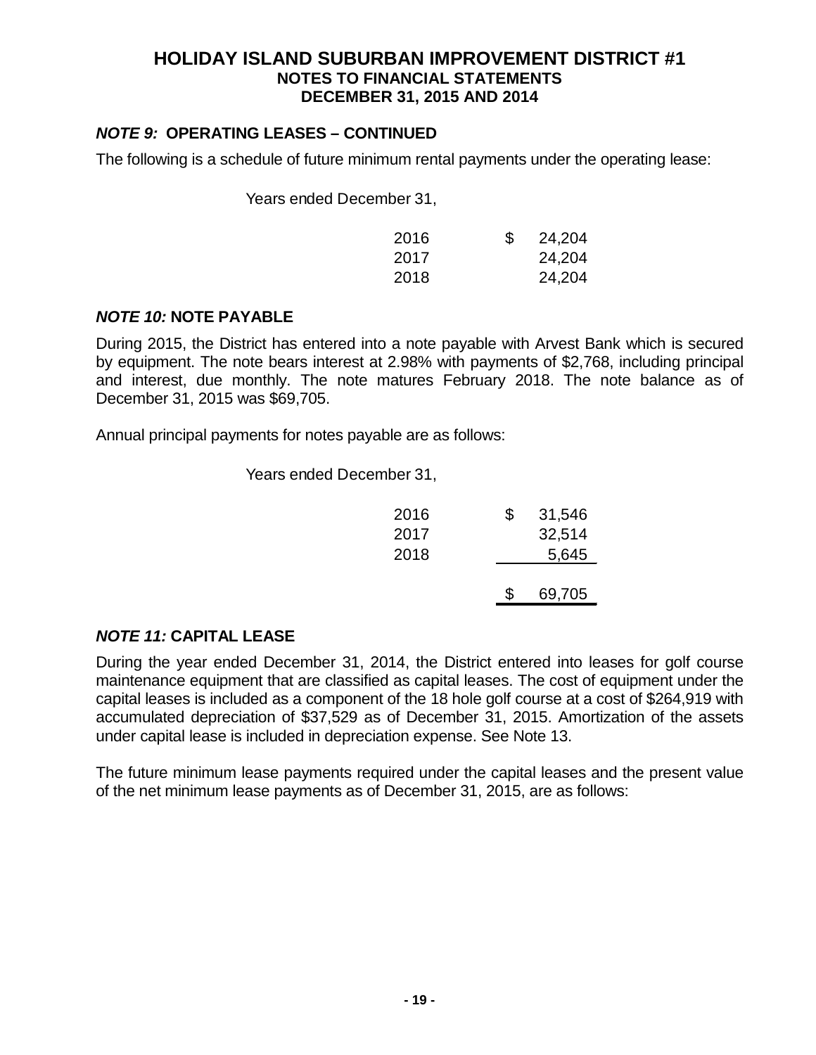### *NOTE 9:* OPERATING LEASES – CONTINUED

The following is a schedule of future minimum rental payments under the operating lease:

| Years ended December 31, | | |
|---|---|---|
| 2016 | $ | 24,204 |
| 2017 | | 24,204 |
| 2018 | | 24,204 |

### *NOTE 10:* NOTE PAYABLE

During 2015, the District has entered into a note payable with Arvest Bank which is secured by equipment. The note bears interest at 2.98% with payments of $2,768, including principal and interest, due monthly. The note matures February 2018. The note balance as of December 31, 2015 was $69,705.

Annual principal payments for notes payable are as follows:

| Years ended December 31, | | |
|---|---|---|
| 2016 | $ | 31,546 |
| 2017 | | 32,514 |
| 2018 | | 5,645 |
| | $ | 69,705 |

### *NOTE 11:* CAPITAL LEASE

During the year ended December 31, 2014, the District entered into leases for golf course maintenance equipment that are classified as capital leases. The cost of equipment under the capital leases is included as a component of the 18 hole golf course at a cost of $264,919 with accumulated depreciation of $37,529 as of December 31, 2015. Amortization of the assets under capital lease is included in depreciation expense. See Note 13.

The future minimum lease payments required under the capital leases and the present value of the net minimum lease payments as of December 31, 2015, are as follows: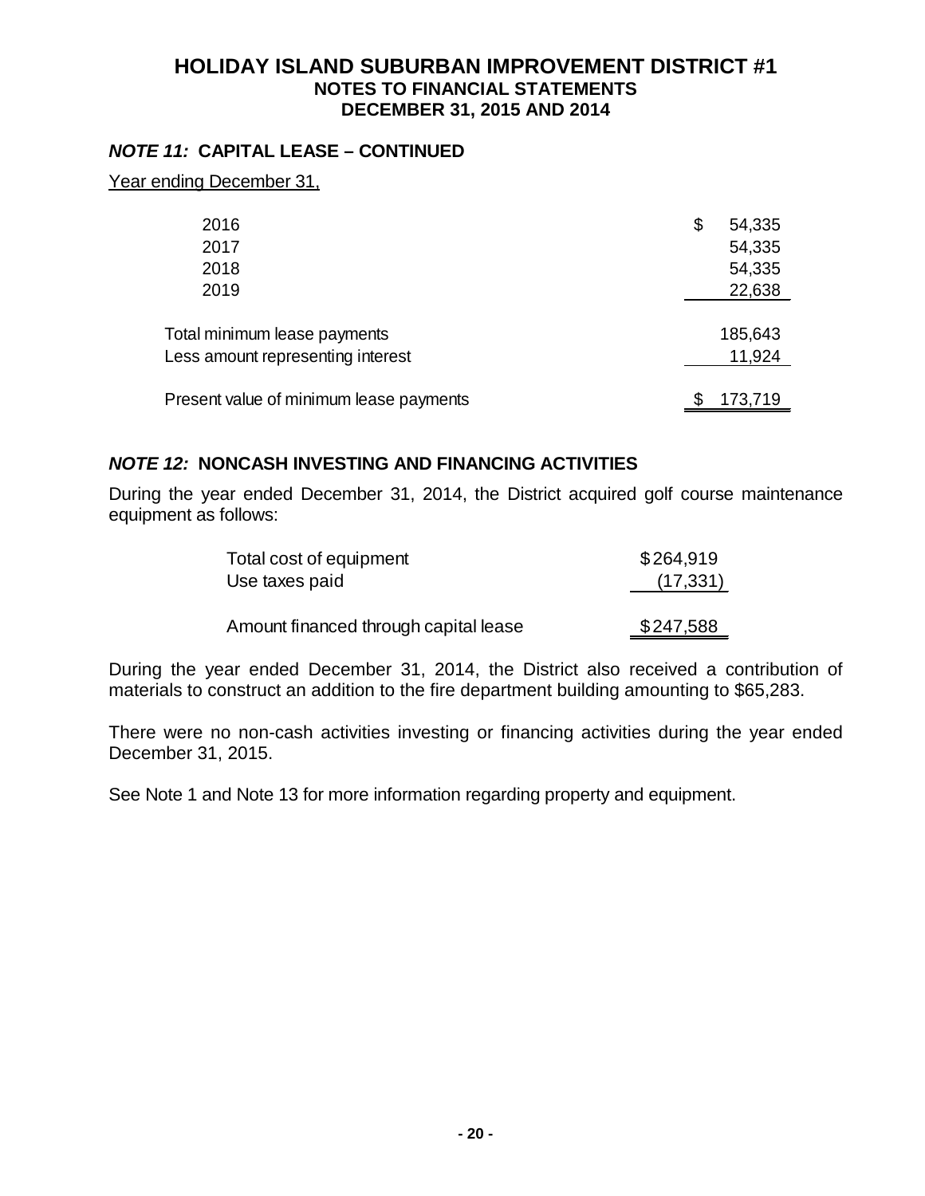# HOLIDAY ISLAND SUBURBAN IMPROVEMENT DISTRICT #1
## NOTES TO FINANCIAL STATEMENTS
## DECEMBER 31, 2015 AND 2014

### *NOTE 11:* CAPITAL LEASE – CONTINUED

Year ending December 31,

| | |
|---|---|
| 2016 | $ 54,335 |
| 2017 | 54,335 |
| 2018 | 54,335 |
| 2019 | 22,638 |
| Total minimum lease payments | 185,643 |
| Less amount representing interest | 11,924 |
| Present value of minimum lease payments | $ 173,719 |

### *NOTE 12:* NONCASH INVESTING AND FINANCING ACTIVITIES

During the year ended December 31, 2014, the District acquired golf course maintenance equipment as follows:

| | |
|---|---|
| Total cost of equipment | $264,919 |
| Use taxes paid | (17,331) |
| Amount financed through capital lease | $247,588 |

During the year ended December 31, 2014, the District also received a contribution of materials to construct an addition to the fire department building amounting to $65,283.

There were no non-cash activities investing or financing activities during the year ended December 31, 2015.

See Note 1 and Note 13 for more information regarding property and equipment.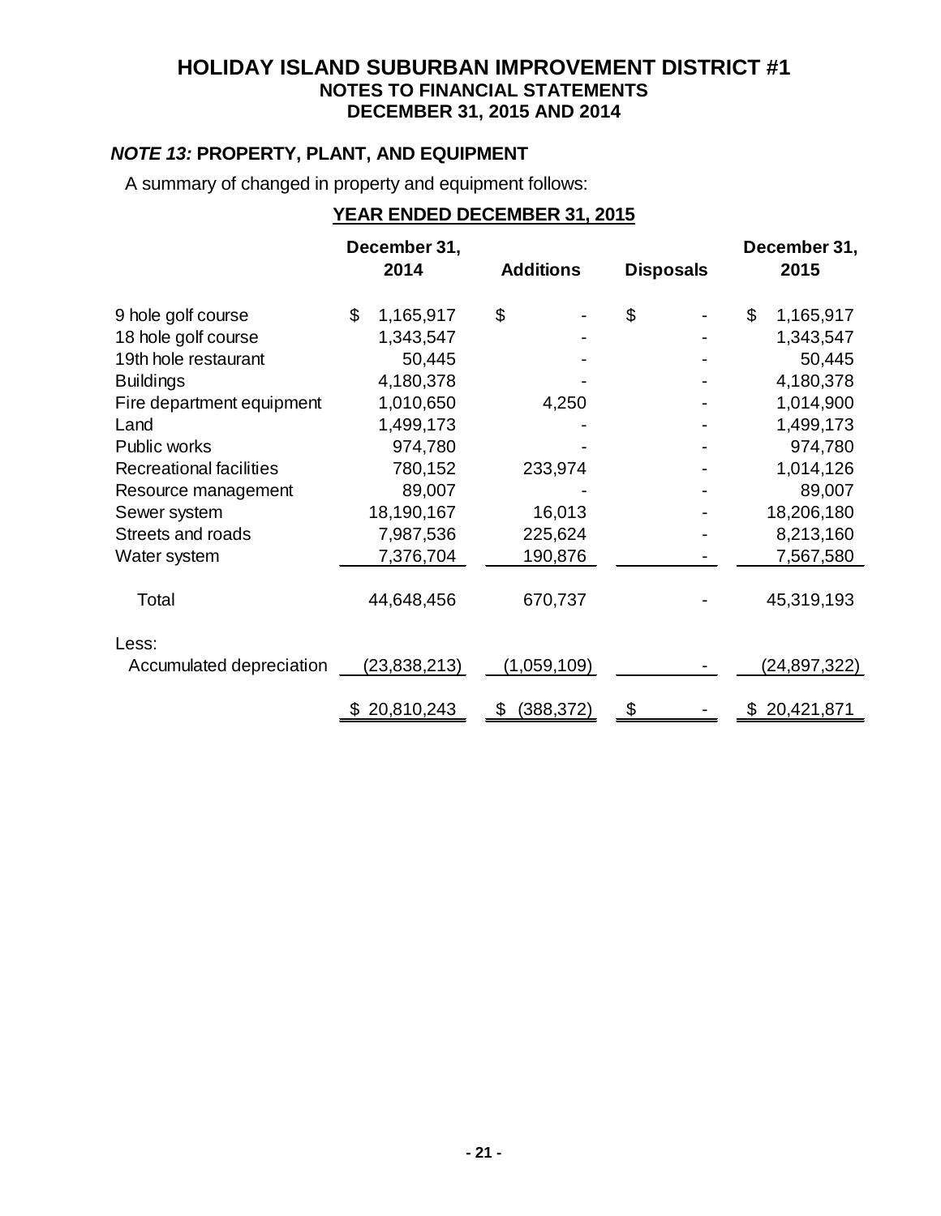# HOLIDAY ISLAND SUBURBAN IMPROVEMENT DISTRICT #1
## NOTES TO FINANCIAL STATEMENTS
## DECEMBER 31, 2015 AND 2014

### *NOTE 13:* PROPERTY, PLANT, AND EQUIPMENT

A summary of changed in property and equipment follows:

**YEAR ENDED DECEMBER 31, 2015**

| | December 31, 2014 | Additions | Disposals | December 31, 2015 |
|---|---|---|---|---|
| 9 hole golf course | $ 1,165,917 | $ - | $ - | $ 1,165,917 |
| 18 hole golf course | 1,343,547 | - | - | 1,343,547 |
| 19th hole restaurant | 50,445 | - | - | 50,445 |
| Buildings | 4,180,378 | - | - | 4,180,378 |
| Fire department equipment | 1,010,650 | 4,250 | - | 1,014,900 |
| Land | 1,499,173 | - | - | 1,499,173 |
| Public works | 974,780 | - | - | 974,780 |
| Recreational facilities | 780,152 | 233,974 | - | 1,014,126 |
| Resource management | 89,007 | - | - | 89,007 |
| Sewer system | 18,190,167 | 16,013 | - | 18,206,180 |
| Streets and roads | 7,987,536 | 225,624 | - | 8,213,160 |
| Water system | 7,376,704 | 190,876 | - | 7,567,580 |
| Total | 44,648,456 | 670,737 | - | 45,319,193 |
| Less: | | | | |
| Accumulated depreciation | (23,838,213) | (1,059,109) | - | (24,897,322) |
| | $ 20,810,243 | $ (388,372) | $ - | $ 20,421,871 |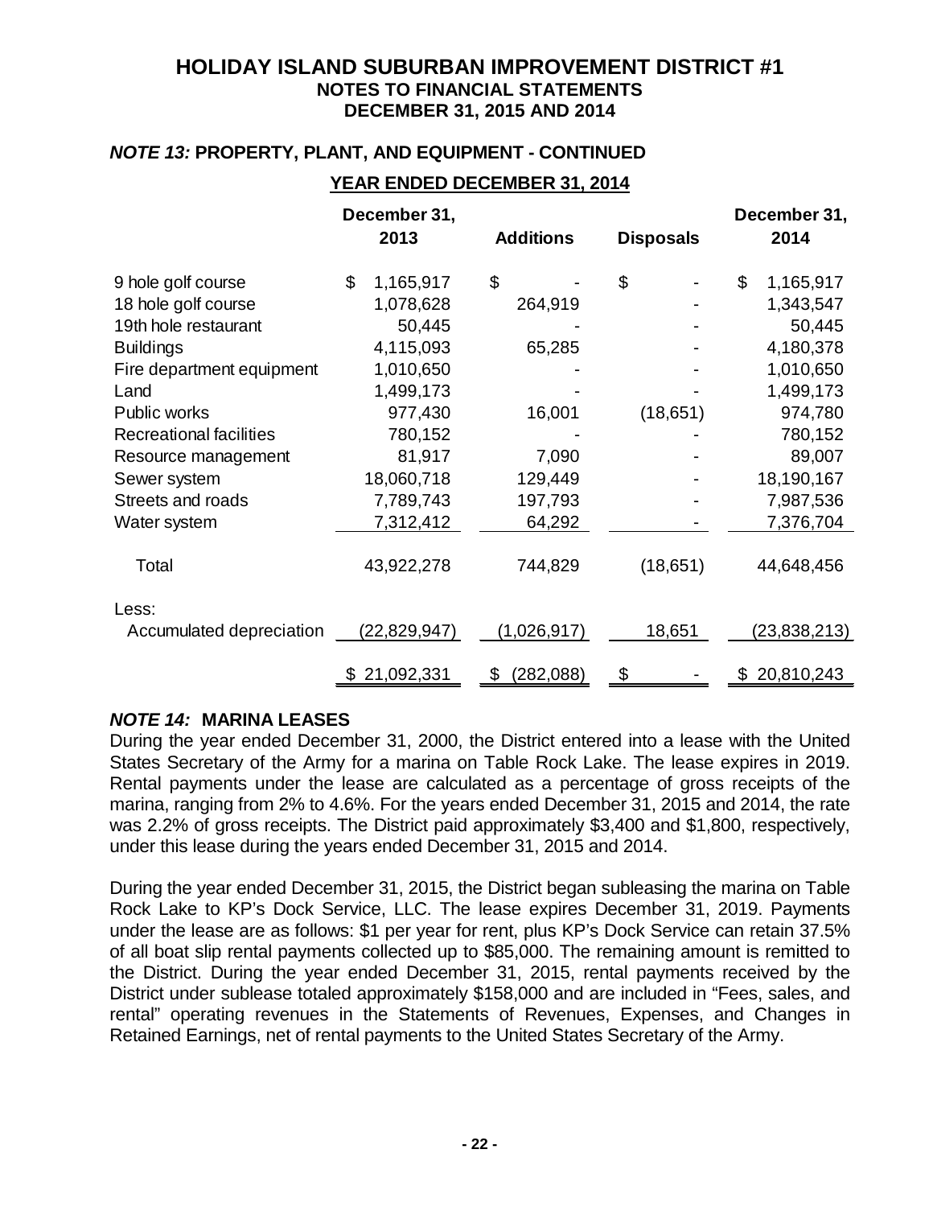## *NOTE 13:* PROPERTY, PLANT, AND EQUIPMENT - CONTINUED

**YEAR ENDED DECEMBER 31, 2014**

| | December 31, 2013 | Additions | Disposals | December 31, 2014 |
|---|---|---|---|---|
| 9 hole golf course | $ 1,165,917 | $ - | $ - | $ 1,165,917 |
| 18 hole golf course | 1,078,628 | 264,919 | - | 1,343,547 |
| 19th hole restaurant | 50,445 | - | - | 50,445 |
| Buildings | 4,115,093 | 65,285 | - | 4,180,378 |
| Fire department equipment | 1,010,650 | - | - | 1,010,650 |
| Land | 1,499,173 | - | - | 1,499,173 |
| Public works | 977,430 | 16,001 | (18,651) | 974,780 |
| Recreational facilities | 780,152 | - | - | 780,152 |
| Resource management | 81,917 | 7,090 | - | 89,007 |
| Sewer system | 18,060,718 | 129,449 | - | 18,190,167 |
| Streets and roads | 7,789,743 | 197,793 | - | 7,987,536 |
| Water system | 7,312,412 | 64,292 | - | 7,376,704 |
| Total | 43,922,278 | 744,829 | (18,651) | 44,648,456 |
| Less: | | | | |
| Accumulated depreciation | (22,829,947) | (1,026,917) | 18,651 | (23,838,213) |
| | $ 21,092,331 | $ (282,088) | $ - | $ 20,810,243 |

## *NOTE 14:* MARINA LEASES

During the year ended December 31, 2000, the District entered into a lease with the United States Secretary of the Army for a marina on Table Rock Lake. The lease expires in 2019. Rental payments under the lease are calculated as a percentage of gross receipts of the marina, ranging from 2% to 4.6%. For the years ended December 31, 2015 and 2014, the rate was 2.2% of gross receipts. The District paid approximately $3,400 and $1,800, respectively, under this lease during the years ended December 31, 2015 and 2014.

During the year ended December 31, 2015, the District began subleasing the marina on Table Rock Lake to KP's Dock Service, LLC. The lease expires December 31, 2019. Payments under the lease are as follows: $1 per year for rent, plus KP's Dock Service can retain 37.5% of all boat slip rental payments collected up to $85,000. The remaining amount is remitted to the District. During the year ended December 31, 2015, rental payments received by the District under sublease totaled approximately $158,000 and are included in "Fees, sales, and rental" operating revenues in the Statements of Revenues, Expenses, and Changes in Retained Earnings, net of rental payments to the United States Secretary of the Army.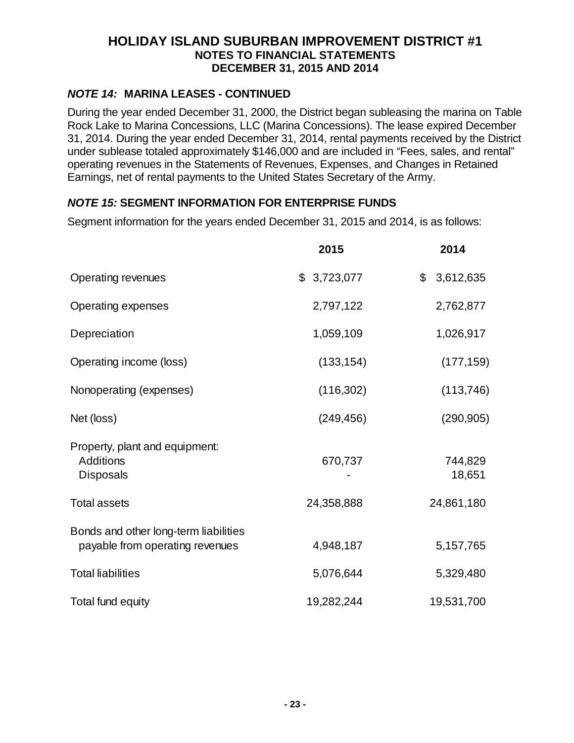### *NOTE 14:* MARINA LEASES - CONTINUED

During the year ended December 31, 2000, the District began subleasing the marina on Table Rock Lake to Marina Concessions, LLC (Marina Concessions). The lease expired December 31, 2014. During the year ended December 31, 2014, rental payments received by the District under sublease totaled approximately $146,000 and are included in “Fees, sales, and rental” operating revenues in the Statements of Revenues, Expenses, and Changes in Retained Earnings, net of rental payments to the United States Secretary of the Army.

### *NOTE 15:* SEGMENT INFORMATION FOR ENTERPRISE FUNDS

Segment information for the years ended December 31, 2015 and 2014, is as follows:

| | 2015 | 2014 |
|---|---|---|
| Operating revenues | $ 3,723,077 | $ 3,612,635 |
| Operating expenses | 2,797,122 | 2,762,877 |
| Depreciation | 1,059,109 | 1,026,917 |
| Operating income (loss) | (133,154) | (177,159) |
| Nonoperating (expenses) | (116,302) | (113,746) |
| Net (loss) | (249,456) | (290,905) |
| Property, plant and equipment: | | |
| Additions | 670,737 | 744,829 |
| Disposals | - | 18,651 |
| Total assets | 24,358,888 | 24,861,180 |
| Bonds and other long-term liabilities payable from operating revenues | 4,948,187 | 5,157,765 |
| Total liabilities | 5,076,644 | 5,329,480 |
| Total fund equity | 19,282,244 | 19,531,700 |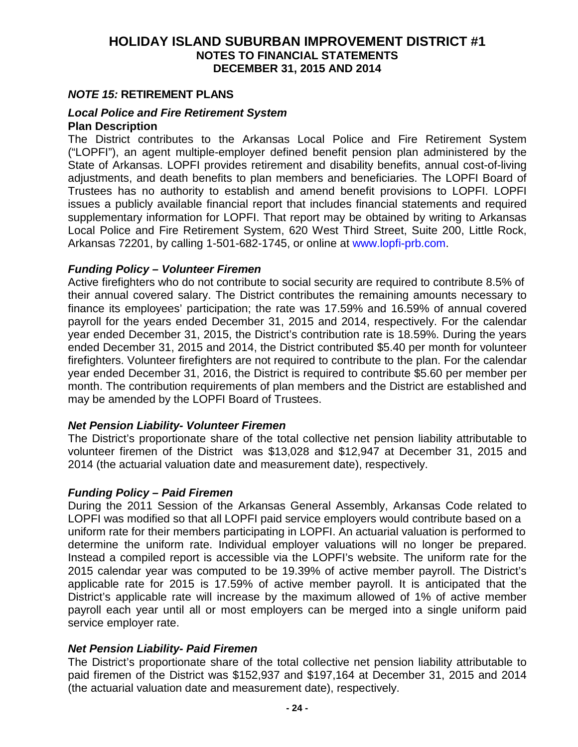## *NOTE 15:* RETIREMENT PLANS

### *Local Police and Fire Retirement System*

**Plan Description**

The District contributes to the Arkansas Local Police and Fire Retirement System ("LOPFI"), an agent multiple-employer defined benefit pension plan administered by the State of Arkansas. LOPFI provides retirement and disability benefits, annual cost-of-living adjustments, and death benefits to plan members and beneficiaries. The LOPFI Board of Trustees has no authority to establish and amend benefit provisions to LOPFI. LOPFI issues a publicly available financial report that includes financial statements and required supplementary information for LOPFI. That report may be obtained by writing to Arkansas Local Police and Fire Retirement System, 620 West Third Street, Suite 200, Little Rock, Arkansas 72201, by calling 1-501-682-1745, or online at www.lopfi-prb.com.

### *Funding Policy – Volunteer Firemen*

Active firefighters who do not contribute to social security are required to contribute 8.5% of their annual covered salary. The District contributes the remaining amounts necessary to finance its employees' participation; the rate was 17.59% and 16.59% of annual covered payroll for the years ended December 31, 2015 and 2014, respectively. For the calendar year ended December 31, 2015, the District's contribution rate is 18.59%. During the years ended December 31, 2015 and 2014, the District contributed $5.40 per month for volunteer firefighters. Volunteer firefighters are not required to contribute to the plan. For the calendar year ended December 31, 2016, the District is required to contribute $5.60 per member per month. The contribution requirements of plan members and the District are established and may be amended by the LOPFI Board of Trustees.

### *Net Pension Liability- Volunteer Firemen*

The District's proportionate share of the total collective net pension liability attributable to volunteer firemen of the District was $13,028 and $12,947 at December 31, 2015 and 2014 (the actuarial valuation date and measurement date), respectively.

### *Funding Policy – Paid Firemen*

During the 2011 Session of the Arkansas General Assembly, Arkansas Code related to LOPFI was modified so that all LOPFI paid service employers would contribute based on a uniform rate for their members participating in LOPFI. An actuarial valuation is performed to determine the uniform rate. Individual employer valuations will no longer be prepared. Instead a compiled report is accessible via the LOPFI's website. The uniform rate for the 2015 calendar year was computed to be 19.39% of active member payroll. The District's applicable rate for 2015 is 17.59% of active member payroll. It is anticipated that the District's applicable rate will increase by the maximum allowed of 1% of active member payroll each year until all or most employers can be merged into a single uniform paid service employer rate.

### *Net Pension Liability- Paid Firemen*

The District's proportionate share of the total collective net pension liability attributable to paid firemen of the District was $152,937 and $197,164 at December 31, 2015 and 2014 (the actuarial valuation date and measurement date), respectively.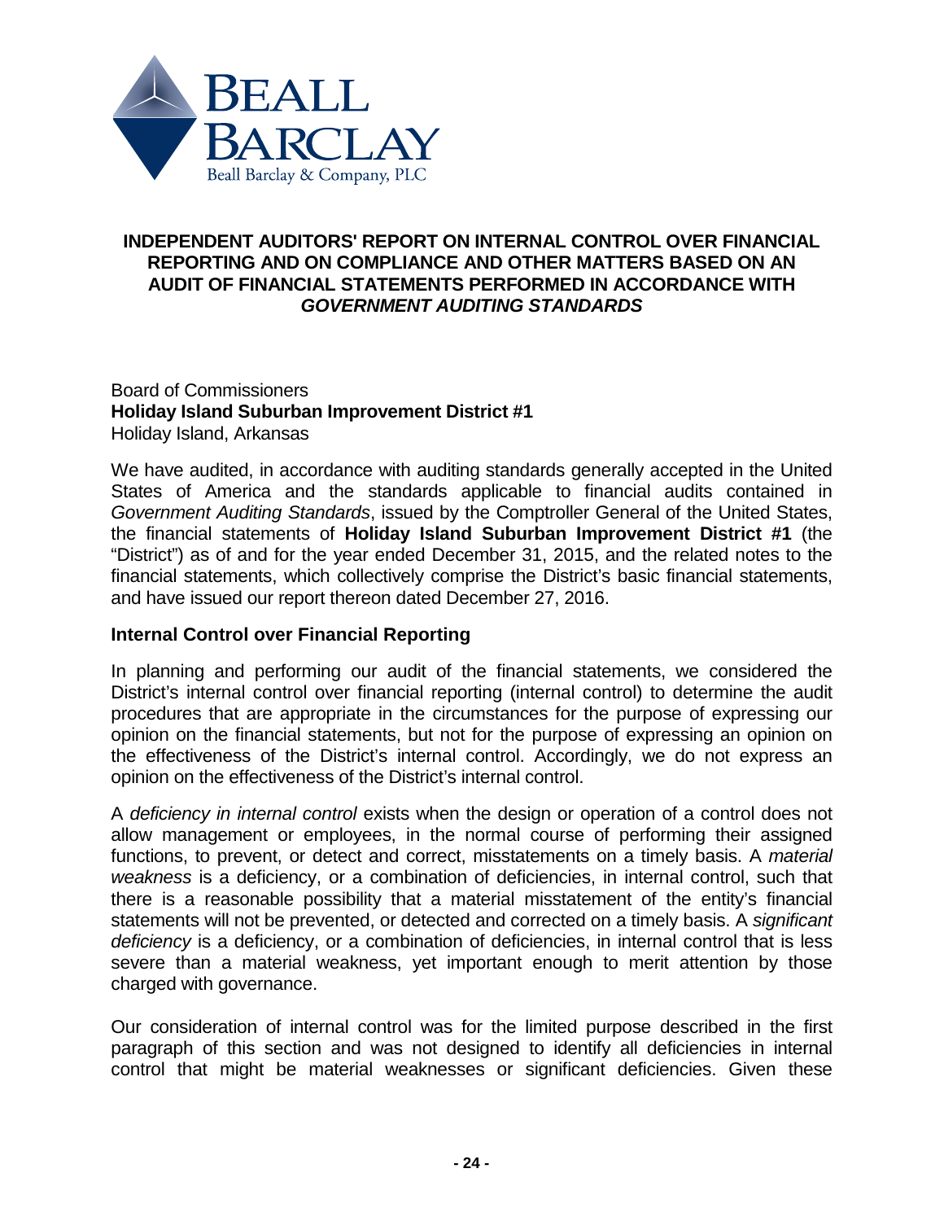BEALL BARCLAY

Beall Barclay & Company, PLC

**INDEPENDENT AUDITORS' REPORT ON INTERNAL CONTROL OVER FINANCIAL REPORTING AND ON COMPLIANCE AND OTHER MATTERS BASED ON AN AUDIT OF FINANCIAL STATEMENTS PERFORMED IN ACCORDANCE WITH *GOVERNMENT AUDITING STANDARDS***

Board of Commissioners
**Holiday Island Suburban Improvement District #1**
Holiday Island, Arkansas

We have audited, in accordance with auditing standards generally accepted in the United States of America and the standards applicable to financial audits contained in *Government Auditing Standards*, issued by the Comptroller General of the United States, the financial statements of **Holiday Island Suburban Improvement District #1** (the "District") as of and for the year ended December 31, 2015, and the related notes to the financial statements, which collectively comprise the District's basic financial statements, and have issued our report thereon dated December 27, 2016.

**Internal Control over Financial Reporting**

In planning and performing our audit of the financial statements, we considered the District's internal control over financial reporting (internal control) to determine the audit procedures that are appropriate in the circumstances for the purpose of expressing our opinion on the financial statements, but not for the purpose of expressing an opinion on the effectiveness of the District's internal control. Accordingly, we do not express an opinion on the effectiveness of the District's internal control.

A *deficiency in internal control* exists when the design or operation of a control does not allow management or employees, in the normal course of performing their assigned functions, to prevent, or detect and correct, misstatements on a timely basis. A *material weakness* is a deficiency, or a combination of deficiencies, in internal control, such that there is a reasonable possibility that a material misstatement of the entity's financial statements will not be prevented, or detected and corrected on a timely basis. A *significant deficiency* is a deficiency, or a combination of deficiencies, in internal control that is less severe than a material weakness, yet important enough to merit attention by those charged with governance.

Our consideration of internal control was for the limited purpose described in the first paragraph of this section and was not designed to identify all deficiencies in internal control that might be material weaknesses or significant deficiencies. Given these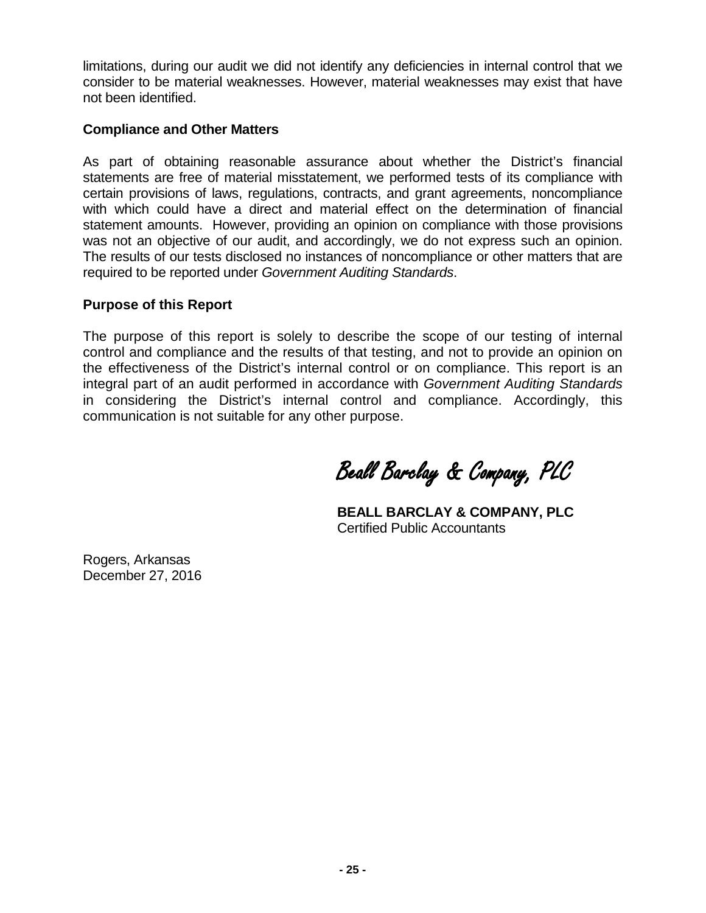limitations, during our audit we did not identify any deficiencies in internal control that we consider to be material weaknesses. However, material weaknesses may exist that have not been identified.

**Compliance and Other Matters**

As part of obtaining reasonable assurance about whether the District's financial statements are free of material misstatement, we performed tests of its compliance with certain provisions of laws, regulations, contracts, and grant agreements, noncompliance with which could have a direct and material effect on the determination of financial statement amounts. However, providing an opinion on compliance with those provisions was not an objective of our audit, and accordingly, we do not express such an opinion. The results of our tests disclosed no instances of noncompliance or other matters that are required to be reported under *Government Auditing Standards*.

**Purpose of this Report**

The purpose of this report is solely to describe the scope of our testing of internal control and compliance and the results of that testing, and not to provide an opinion on the effectiveness of the District's internal control or on compliance. This report is an integral part of an audit performed in accordance with *Government Auditing Standards* in considering the District's internal control and compliance. Accordingly, this communication is not suitable for any other purpose.

*Beall Barclay & Company, PLC*

**BEALL BARCLAY & COMPANY, PLC**
Certified Public Accountants

Rogers, Arkansas
December 27, 2016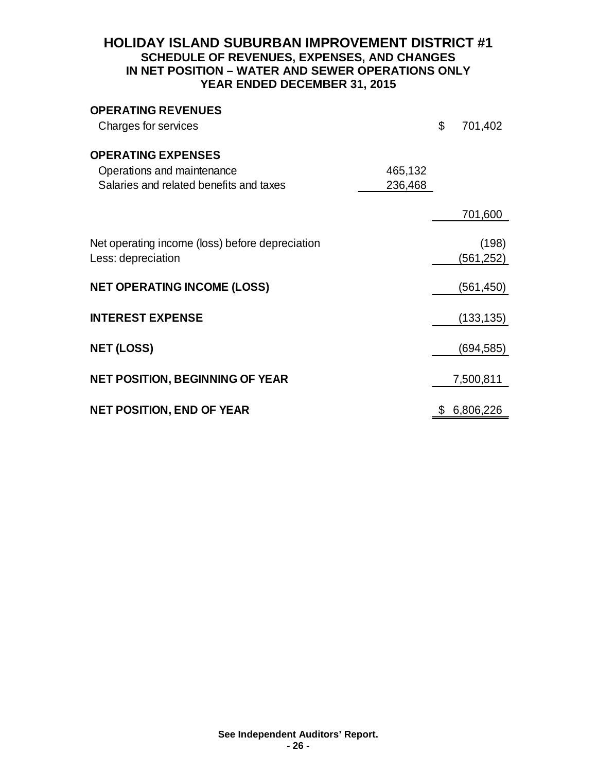# HOLIDAY ISLAND SUBURBAN IMPROVEMENT DISTRICT #1

## SCHEDULE OF REVENUES, EXPENSES, AND CHANGES IN NET POSITION – WATER AND SEWER OPERATIONS ONLY YEAR ENDED DECEMBER 31, 2015

| | | |
|---|---|---|
| **OPERATING REVENUES** | | |
| Charges for services | | $ 701,402 |
| **OPERATING EXPENSES** | | |
| Operations and maintenance | 465,132 | |
| Salaries and related benefits and taxes | 236,468 | |
| | | 701,600 |
| Net operating income (loss) before depreciation | | (198) |
| Less: depreciation | | (561,252) |
| **NET OPERATING INCOME (LOSS)** | | (561,450) |
| **INTEREST EXPENSE** | | (133,135) |
| **NET (LOSS)** | | (694,585) |
| **NET POSITION, BEGINNING OF YEAR** | | 7,500,811 |
| **NET POSITION, END OF YEAR** | | $ 6,806,226 |

**See Independent Auditors' Report.**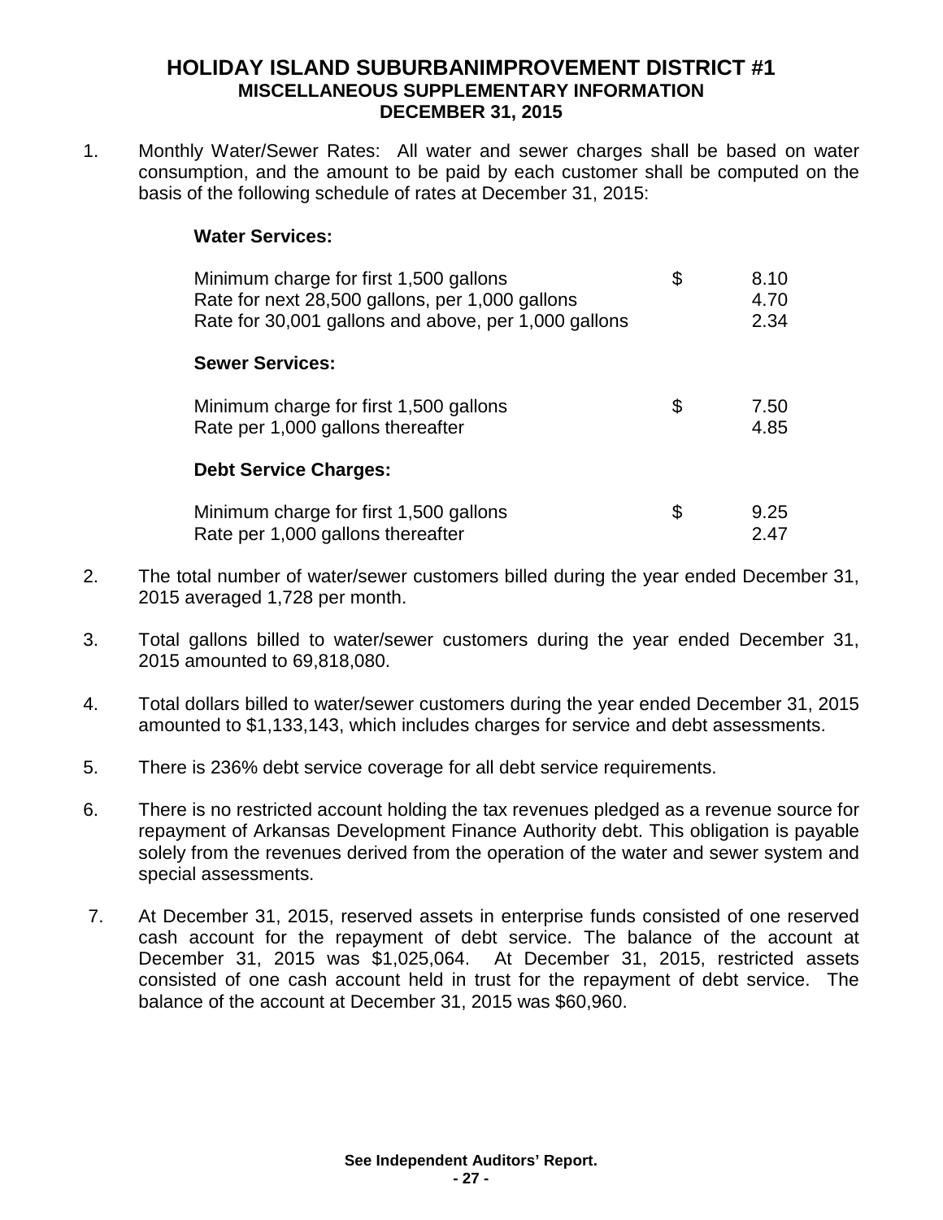# HOLIDAY ISLAND SUBURBANIMPROVEMENT DISTRICT #1
## MISCELLANEOUS SUPPLEMENTARY INFORMATION
## DECEMBER 31, 2015

1. Monthly Water/Sewer Rates: All water and sewer charges shall be based on water consumption, and the amount to be paid by each customer shall be computed on the basis of the following schedule of rates at December 31, 2015:

**Water Services:**

| | | |
|---|---|---|
| Minimum charge for first 1,500 gallons | $ | 8.10 |
| Rate for next 28,500 gallons, per 1,000 gallons | | 4.70 |
| Rate for 30,001 gallons and above, per 1,000 gallons | | 2.34 |

**Sewer Services:**

| | | |
|---|---|---|
| Minimum charge for first 1,500 gallons | $ | 7.50 |
| Rate per 1,000 gallons thereafter | | 4.85 |

**Debt Service Charges:**

| | | |
|---|---|---|
| Minimum charge for first 1,500 gallons | $ | 9.25 |
| Rate per 1,000 gallons thereafter | | 2.47 |

2. The total number of water/sewer customers billed during the year ended December 31, 2015 averaged 1,728 per month.

3. Total gallons billed to water/sewer customers during the year ended December 31, 2015 amounted to 69,818,080.

4. Total dollars billed to water/sewer customers during the year ended December 31, 2015 amounted to $1,133,143, which includes charges for service and debt assessments.

5. There is 236% debt service coverage for all debt service requirements.

6. There is no restricted account holding the tax revenues pledged as a revenue source for repayment of Arkansas Development Finance Authority debt. This obligation is payable solely from the revenues derived from the operation of the water and sewer system and special assessments.

7. At December 31, 2015, reserved assets in enterprise funds consisted of one reserved cash account for the repayment of debt service. The balance of the account at December 31, 2015 was $1,025,064. At December 31, 2015, restricted assets consisted of one cash account held in trust for the repayment of debt service. The balance of the account at December 31, 2015 was $60,960.

See Independent Auditors' Report.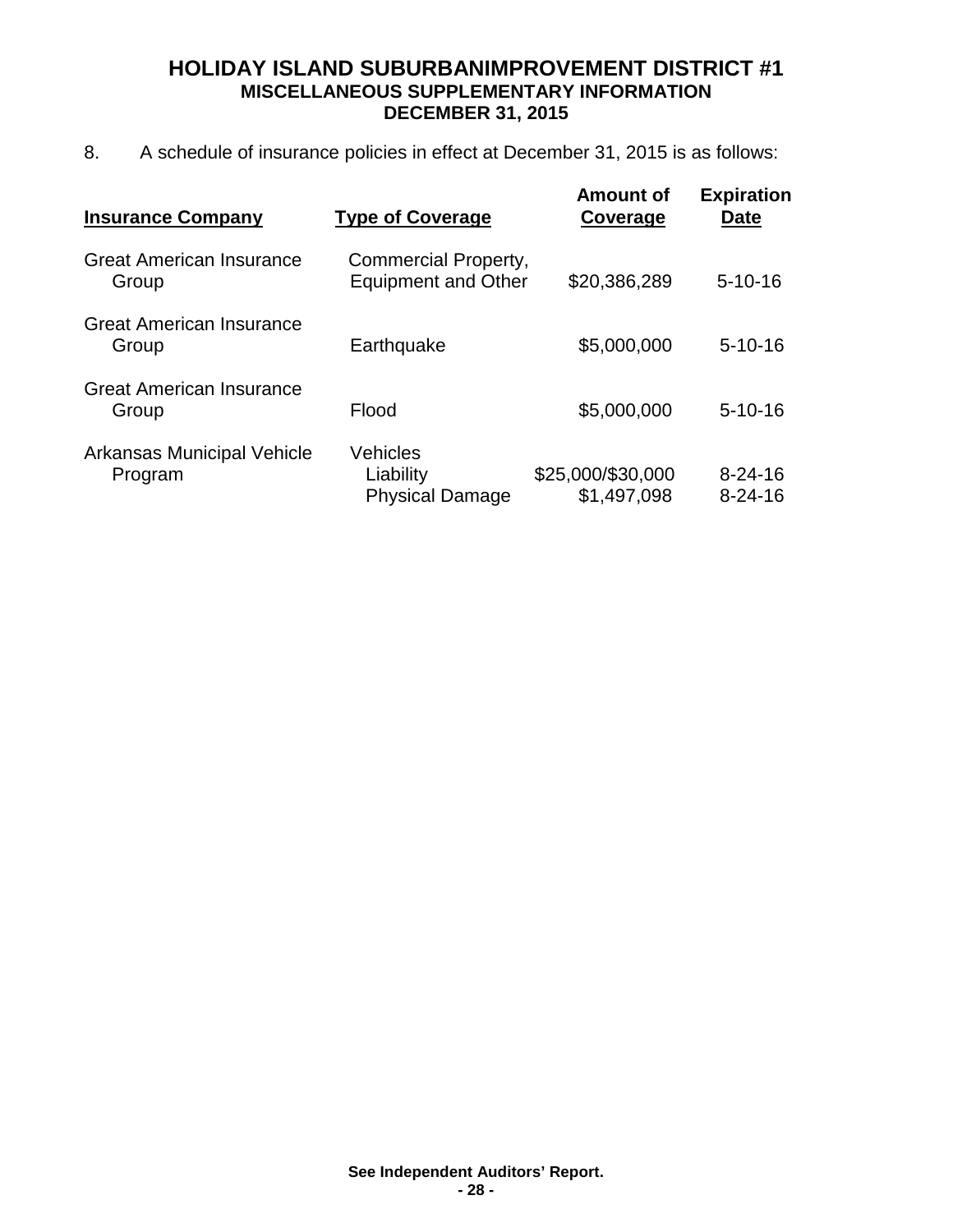# HOLIDAY ISLAND SUBURBANIMPROVEMENT DISTRICT #1
## MISCELLANEOUS SUPPLEMENTARY INFORMATION
## DECEMBER 31, 2015

8. A schedule of insurance policies in effect at December 31, 2015 is as follows:

| Insurance Company | Type of Coverage | Amount of Coverage | Expiration Date |
|---|---|---|---|
| Great American Insurance Group | Commercial Property, Equipment and Other | \$20,386,289 | 5-10-16 |
| Great American Insurance Group | Earthquake | \$5,000,000 | 5-10-16 |
| Great American Insurance Group | Flood | \$5,000,000 | 5-10-16 |
| Arkansas Municipal Vehicle Program | Vehicles | | |
| | Liability | \$25,000/\$30,000 | 8-24-16 |
| | Physical Damage | \$1,497,098 | 8-24-16 |

**See Independent Auditors' Report.**